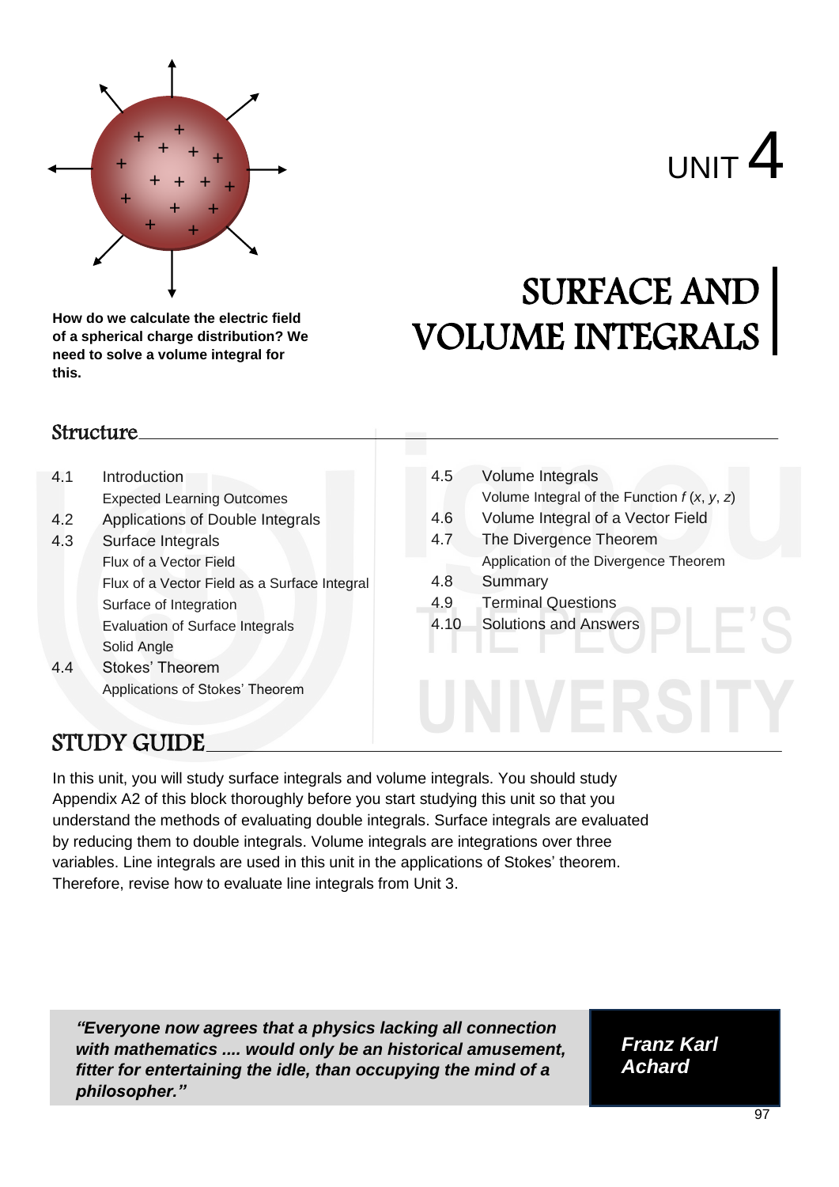How do we calculate the electric field of a spherical charge distribution? We need to solve a volume integral for this.

# UNIT 4

# SURFACE AND VOLUME INTEGRALS

## Structure

4.1 Introduction
- Expected Learning Outcomes

4.2 Applications of Double Integrals

4.3 Surface Integrals
- Flux of a Vector Field
- Flux of a Vector Field as a Surface Integral
- Surface of Integration
- Evaluation of Surface Integrals
- Solid Angle

4.4 Stokes' Theorem
- Applications of Stokes' Theorem

4.5 Volume Integrals
- Volume Integral of the Function $f(x, y, z)$

4.6 Volume Integral of a Vector Field

4.7 The Divergence Theorem
- Application of the Divergence Theorem

4.8 Summary

4.9 Terminal Questions

4.10 Solutions and Answers

## STUDY GUIDE

In this unit, you will study surface integrals and volume integrals. You should study Appendix A2 of this block thoroughly before you start studying this unit so that you understand the methods of evaluating double integrals. Surface integrals are evaluated by reducing them to double integrals. Volume integrals are integrations over three variables. Line integrals are used in this unit in the applications of Stokes' theorem. Therefore, revise how to evaluate line integrals from Unit 3.

***"Everyone now agrees that a physics lacking all connection with mathematics .... would only be an historical amusement, fitter for entertaining the idle, than occupying the mind of a philosopher."***

***Franz Karl Achard***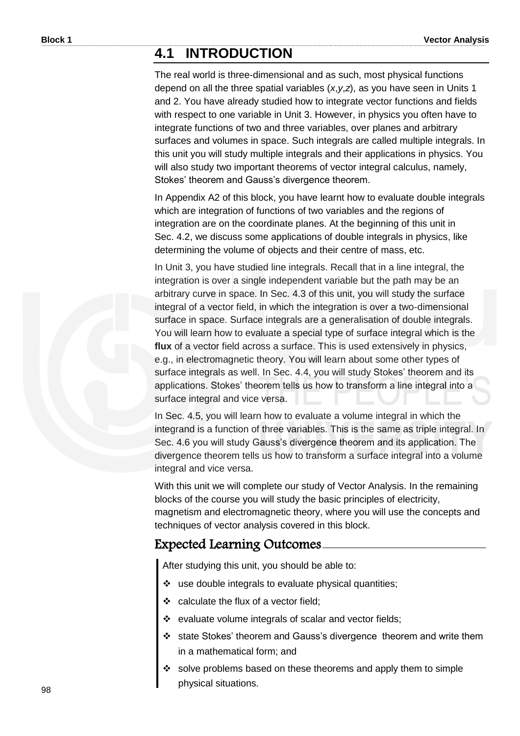## 4.1 INTRODUCTION

The real world is three-dimensional and as such, most physical functions depend on all the three spatial variables $(x,y,z)$, as you have seen in Units 1 and 2. You have already studied how to integrate vector functions and fields with respect to one variable in Unit 3. However, in physics you often have to integrate functions of two and three variables, over planes and arbitrary surfaces and volumes in space. Such integrals are called multiple integrals. In this unit you will study multiple integrals and their applications in physics. You will also study two important theorems of vector integral calculus, namely, Stokes' theorem and Gauss's divergence theorem.

In Appendix A2 of this block, you have learnt how to evaluate double integrals which are integration of functions of two variables and the regions of integration are on the coordinate planes. At the beginning of this unit in Sec. 4.2, we discuss some applications of double integrals in physics, like determining the volume of objects and their centre of mass, etc.

In Unit 3, you have studied line integrals. Recall that in a line integral, the integration is over a single independent variable but the path may be an arbitrary curve in space. In Sec. 4.3 of this unit, you will study the surface integral of a vector field, in which the integration is over a two-dimensional surface in space. Surface integrals are a generalisation of double integrals. You will learn how to evaluate a special type of surface integral which is the **flux** of a vector field across a surface. This is used extensively in physics, e.g., in electromagnetic theory. You will learn about some other types of surface integrals as well. In Sec. 4.4, you will study Stokes' theorem and its applications. Stokes' theorem tells us how to transform a line integral into a surface integral and vice versa.

In Sec. 4.5, you will learn how to evaluate a volume integral in which the integrand is a function of three variables. This is the same as triple integral. In Sec. 4.6 you will study Gauss's divergence theorem and its application. The divergence theorem tells us how to transform a surface integral into a volume integral and vice versa.

With this unit we will complete our study of Vector Analysis. In the remaining blocks of the course you will study the basic principles of electricity, magnetism and electromagnetic theory, where you will use the concepts and techniques of vector analysis covered in this block.

### Expected Learning Outcomes

After studying this unit, you should be able to:

- use double integrals to evaluate physical quantities;
- calculate the flux of a vector field;
- evaluate volume integrals of scalar and vector fields;
- state Stokes' theorem and Gauss's divergence theorem and write them in a mathematical form; and
- solve problems based on these theorems and apply them to simple physical situations.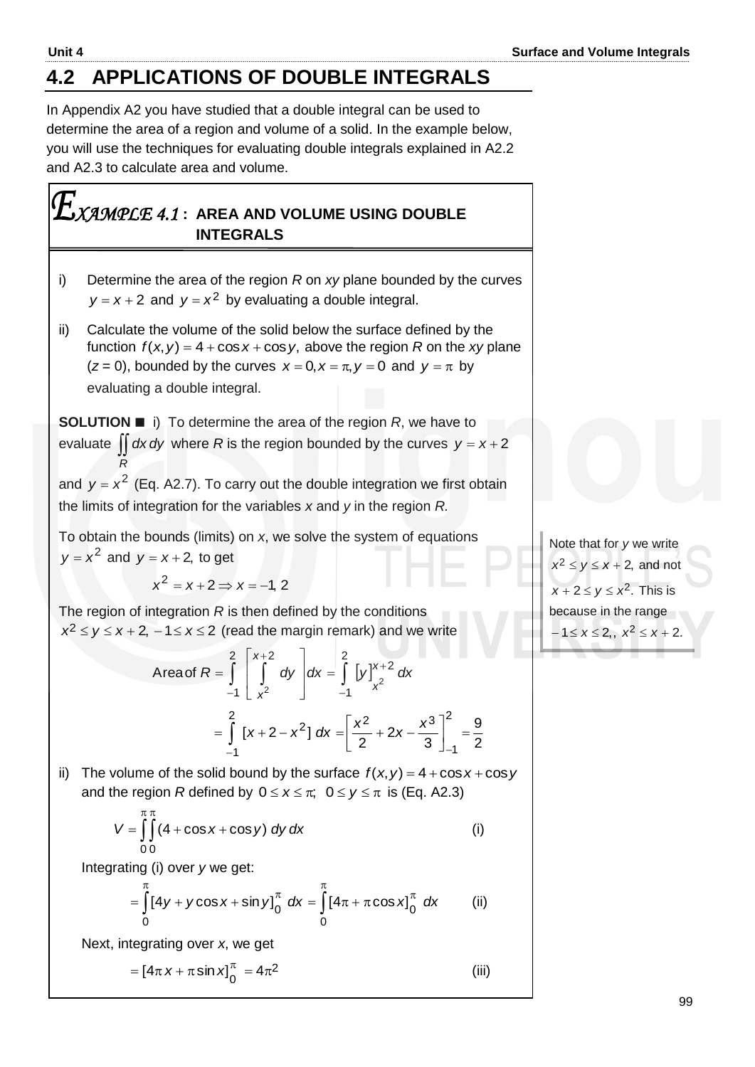## 4.2 APPLICATIONS OF DOUBLE INTEGRALS

In Appendix A2 you have studied that a double integral can be used to determine the area of a region and volume of a solid. In the example below, you will use the techniques for evaluating double integrals explained in A2.2 and A2.3 to calculate area and volume.

### EXAMPLE 4.1 : AREA AND VOLUME USING DOUBLE INTEGRALS

i) Determine the area of the region *R* on *xy* plane bounded by the curves $y = x + 2$ and $y = x^2$ by evaluating a double integral.

ii) Calculate the volume of the solid below the surface defined by the function $f(x, y) = 4 + \cos x + \cos y$, above the region *R* on the *xy* plane ($z = 0$), bounded by the curves $x = 0, x = \pi, y = 0$ and $y = \pi$ by evaluating a double integral.

**SOLUTION ■** i) To determine the area of the region *R*, we have to evaluate $\iint\limits_R dx\,dy$ where *R* is the region bounded by the curves $y = x + 2$ and $y = x^2$ (Eq. A2.7). To carry out the double integration we first obtain the limits of integration for the variables *x* and *y* in the region *R.*

To obtain the bounds (limits) on *x*, we solve the system of equations $y = x^2$ and $y = x + 2$, to get

$$x^2 = x + 2 \Rightarrow x = -1, 2$$

The region of integration *R* is then defined by the conditions $x^2 \le y \le x + 2, \; -1 \le x \le 2$ (read the margin remark) and we write

> Note that for *y* we write $x^2 \le y \le x + 2$, and not $x + 2 \le y \le x^2$. This is because in the range $-1 \le x \le 2$,, $x^2 \le x + 2$.

$$\text{Area of } R = \int_{-1}^{2}\left[\int_{x^2}^{x+2} dy\right]dx = \int_{-1}^{2}[y]_{x^2}^{x+2}\,dx$$

$$= \int_{-1}^{2}[x + 2 - x^2]\,dx = \left[\frac{x^2}{2} + 2x - \frac{x^3}{3}\right]_{-1}^{2} = \frac{9}{2}$$

ii) The volume of the solid bound by the surface $f(x, y) = 4 + \cos x + \cos y$ and the region *R* defined by $0 \le x \le \pi;\;\; 0 \le y \le \pi$ is (Eq. A2.3)

$$V = \int_0^{\pi}\int_0^{\pi}(4 + \cos x + \cos y)\,dy\,dx \qquad \text{(i)}$$

Integrating (i) over *y* we get:

$$= \int_0^{\pi}[4y + y\cos x + \sin y]_0^{\pi}\,dx = \int_0^{\pi}[4\pi + \pi\cos x]_0^{\pi}\,dx \qquad \text{(ii)}$$

Next, integrating over *x*, we get

$$= [4\pi x + \pi\sin x]_0^{\pi} = 4\pi^2 \qquad \text{(iii)}$$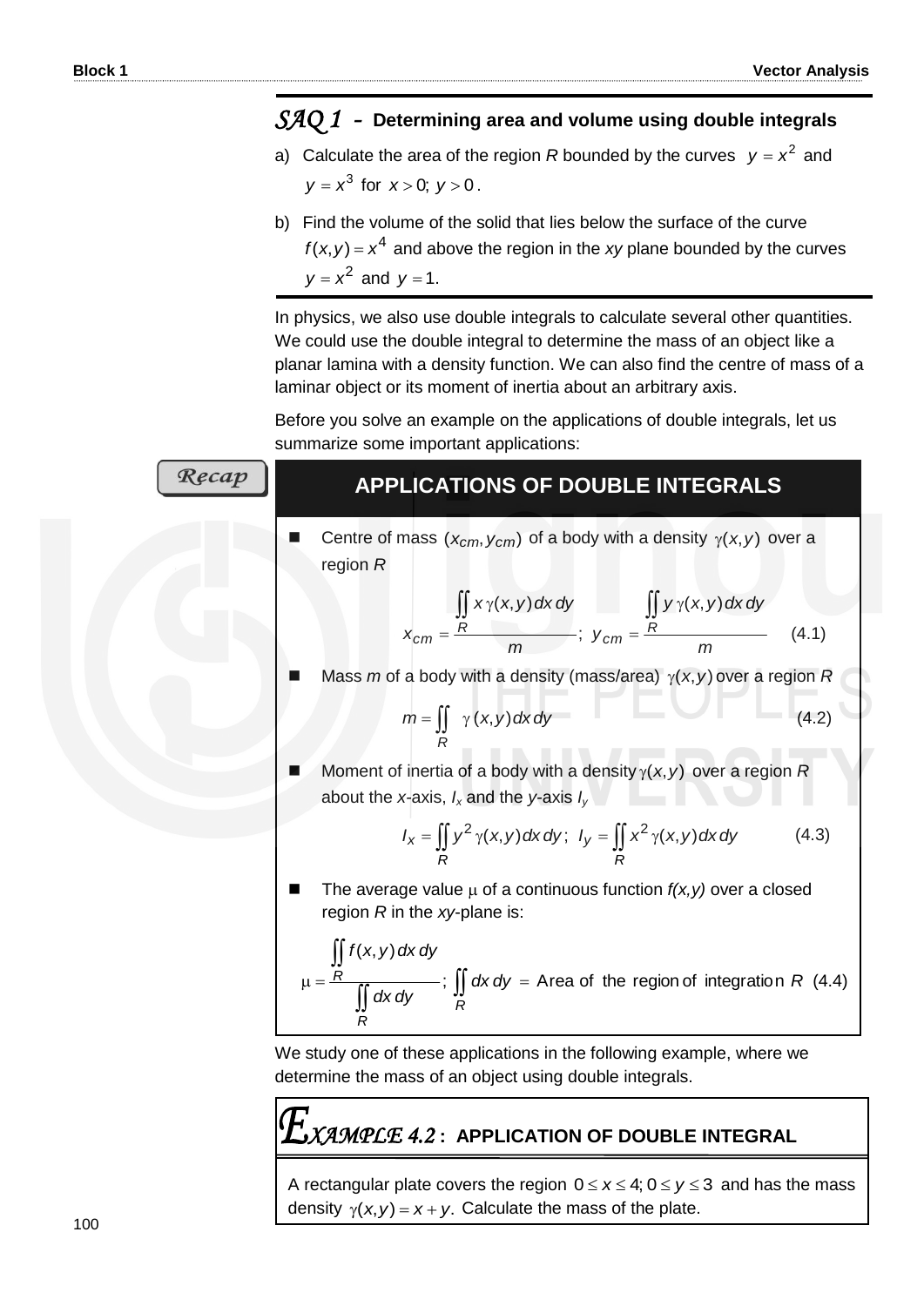## *SAQ 1* – Determining area and volume using double integrals

a) Calculate the area of the region $R$ bounded by the curves $y = x^2$ and $y = x^3$ for $x > 0;\ y > 0$.

b) Find the volume of the solid that lies below the surface of the curve $f(x, y) = x^4$ and above the region in the $xy$ plane bounded by the curves $y = x^2$ and $y = 1$.

In physics, we also use double integrals to calculate several other quantities. We could use the double integral to determine the mass of an object like a planar lamina with a density function. We can also find the centre of mass of a laminar object or its moment of inertia about an arbitrary axis.

Before you solve an example on the applications of double integrals, let us summarize some important applications:

*Recap*

### APPLICATIONS OF DOUBLE INTEGRALS

- Centre of mass $(x_{cm}, y_{cm})$ of a body with a density $\gamma(x, y)$ over a region $R$

$$x_{cm} = \frac{\iint\limits_R x\,\gamma(x, y)\,dx\,dy}{m};\ \ y_{cm} = \frac{\iint\limits_R y\,\gamma(x, y)\,dx\,dy}{m} \qquad (4.1)$$

- Mass $m$ of a body with a density (mass/area) $\gamma(x, y)$ over a region $R$

$$m = \iint\limits_R \gamma(x, y)\,dx\,dy \qquad (4.2)$$

- Moment of inertia of a body with a density $\gamma(x, y)$ over a region $R$ about the $x$-axis, $I_x$ and the $y$-axis $I_y$

$$I_x = \iint\limits_R y^2\,\gamma(x, y)\,dx\,dy;\ \ I_y = \iint\limits_R x^2\,\gamma(x, y)\,dx\,dy \qquad (4.3)$$

- The average value $\mu$ of a continuous function $f(x,y)$ over a closed region $R$ in the $xy$-plane is:

$$\mu = \frac{\iint\limits_R f(x, y)\,dx\,dy}{\iint\limits_R dx\,dy};\ \ \iint\limits_R dx\,dy = \text{Area of the region of integration } R \qquad (4.4)$$

We study one of these applications in the following example, where we determine the mass of an object using double integrals.

## *EXAMPLE 4.2* : APPLICATION OF DOUBLE INTEGRAL

A rectangular plate covers the region $0 \le x \le 4;\ 0 \le y \le 3$ and has the mass density $\gamma(x, y) = x + y$. Calculate the mass of the plate.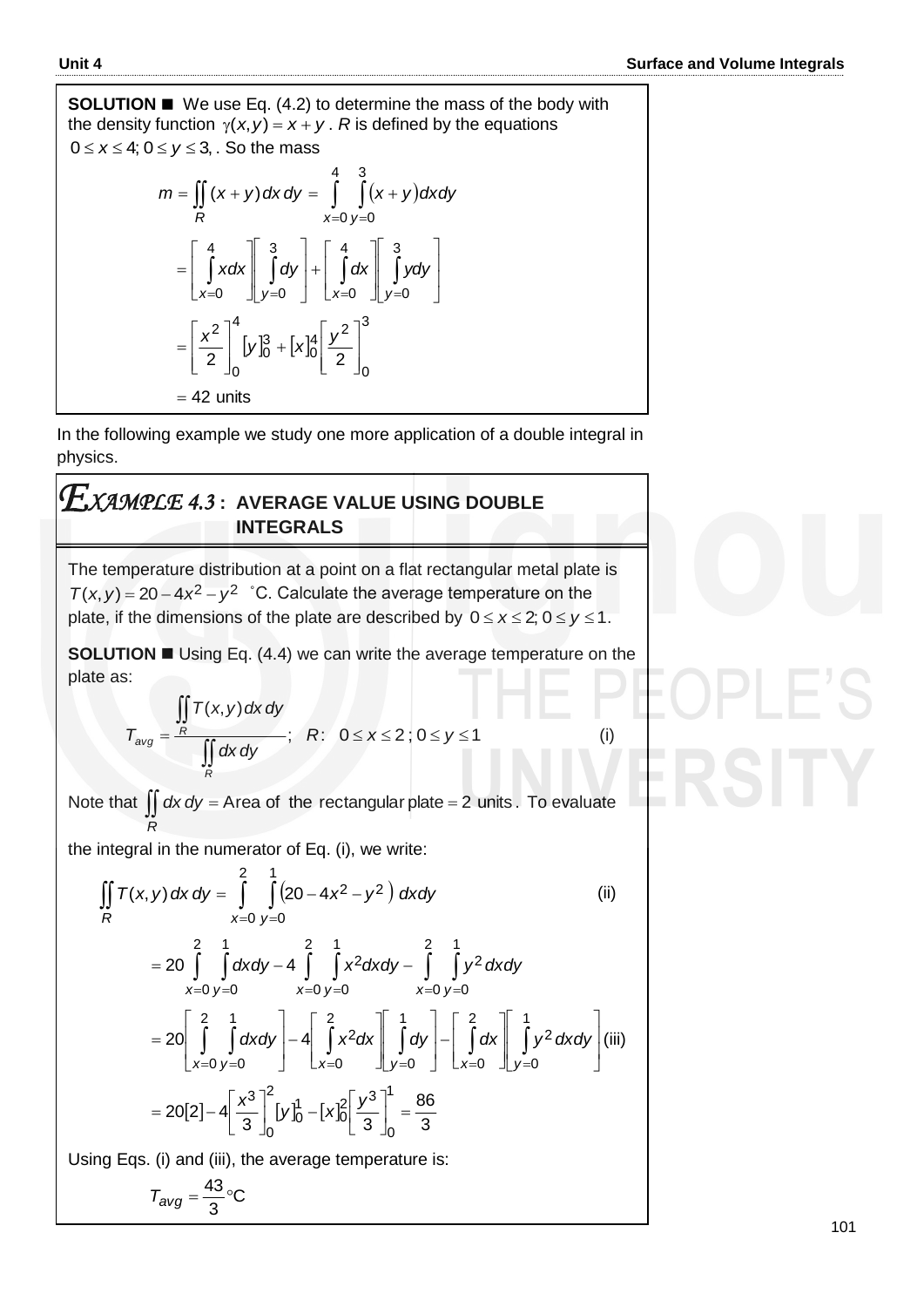**SOLUTION** ■ We use Eq. (4.2) to determine the mass of the body with the density function $\gamma(x,y) = x + y$ . $R$ is defined by the equations $0 \le x \le 4;\ 0 \le y \le 3,$ . So the mass

$$
\begin{aligned}
m &= \iint_R (x+y)\,dx\,dy = \int_{x=0}^{4} \int_{y=0}^{3} (x+y)\,dx dy \\
&= \left[\int_{x=0}^{4} x dx\right]\left[\int_{y=0}^{3} dy\right] + \left[\int_{x=0}^{4} dx\right]\left[\int_{y=0}^{3} y dy\right] \\
&= \left[\frac{x^2}{2}\right]_0^4 [y]_0^3 + [x]_0^4 \left[\frac{y^2}{2}\right]_0^3 \\
&= 42 \text{ units}
\end{aligned}
$$

In the following example we study one more application of a double integral in physics.

## *EXAMPLE 4.3* : AVERAGE VALUE USING DOUBLE INTEGRALS

The temperature distribution at a point on a flat rectangular metal plate is $T(x,y) = 20 - 4x^2 - y^2$ °C. Calculate the average temperature on the plate, if the dimensions of the plate are described by $0 \le x \le 2;\ 0 \le y \le 1$.

**SOLUTION** ■ Using Eq. (4.4) we can write the average temperature on the plate as:

$$
T_{avg} = \frac{\iint_R T(x,y)\,dx\,dy}{\iint_R dx\,dy}; \quad R: \ 0 \le x \le 2\,;\, 0 \le y \le 1 \qquad \text{(i)}
$$

Note that $\iint_R dx\,dy = \text{Area of the rectangular plate} = 2 \text{ units}$. To evaluate the integral in the numerator of Eq. (i), we write:

$$
\iint_R T(x,y)\,dx\,dy = \int_{x=0}^{2} \int_{y=0}^{1} \left(20 - 4x^2 - y^2\right) dx dy \qquad \text{(ii)}
$$

$$
\begin{aligned}
&= 20 \int_{x=0}^{2} \int_{y=0}^{1} dx dy - 4 \int_{x=0}^{2} \int_{y=0}^{1} x^2 dx dy - \int_{x=0}^{2} \int_{y=0}^{1} y^2\, dx dy \\
&= 20\left[\int_{x=0}^{2} \int_{y=0}^{1} dx dy\right] - 4\left[\int_{x=0}^{2} x^2 dx\right]\left[\int_{y=0}^{1} dy\right] - \left[\int_{x=0}^{2} dx\right]\left[\int_{y=0}^{1} y^2\, dx dy\right] \text{(iii)} \\
&= 20[2] - 4\left[\frac{x^3}{3}\right]_0^2 [y]_0^1 - [x]_0^2 \left[\frac{y^3}{3}\right]_0^1 = \frac{86}{3}
\end{aligned}
$$

Using Eqs. (i) and (iii), the average temperature is:

$$
T_{avg} = \frac{43}{3}\,^\circ\text{C}
$$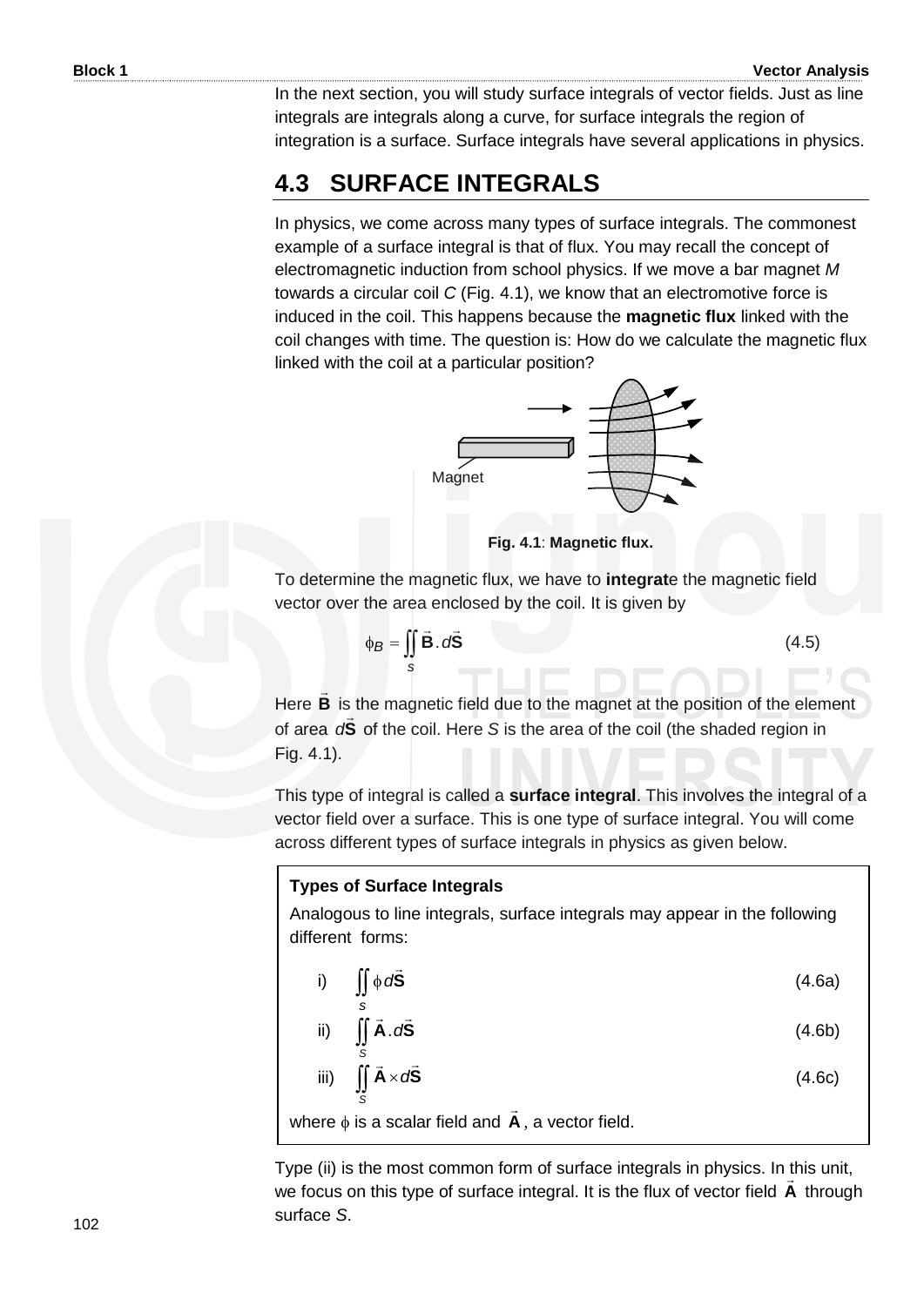In the next section, you will study surface integrals of vector fields. Just as line integrals are integrals along a curve, for surface integrals the region of integration is a surface. Surface integrals have several applications in physics.

## 4.3 SURFACE INTEGRALS

In physics, we come across many types of surface integrals. The commonest example of a surface integral is that of flux. You may recall the concept of electromagnetic induction from school physics. If we move a bar magnet *M* towards a circular coil *C* (Fig. 4.1), we know that an electromotive force is induced in the coil. This happens because the **magnetic flux** linked with the coil changes with time. The question is: How do we calculate the magnetic flux linked with the coil at a particular position?

Magnet

**Fig. 4.1**: **Magnetic flux.**

To determine the magnetic flux, we have to **integrat**e the magnetic field vector over the area enclosed by the coil. It is given by

$$\phi_B = \iint_S \vec{\mathbf{B}} \cdot d\vec{\mathbf{S}} \tag{4.5}$$

Here $\vec{\mathbf{B}}$ is the magnetic field due to the magnet at the position of the element of area $d\vec{\mathbf{S}}$ of the coil. Here *S* is the area of the coil (the shaded region in Fig. 4.1).

This type of integral is called a **surface integral**. This involves the integral of a vector field over a surface. This is one type of surface integral. You will come across different types of surface integrals in physics as given below.

**Types of Surface Integrals**

Analogous to line integrals, surface integrals may appear in the following different forms:

i) $$\iint_S \phi \, d\vec{\mathbf{S}} \tag{4.6a}$$

ii) $$\iint_S \vec{\mathbf{A}} \cdot d\vec{\mathbf{S}} \tag{4.6b}$$

iii) $$\iint_S \vec{\mathbf{A}} \times d\vec{\mathbf{S}} \tag{4.6c}$$

where $\phi$ is a scalar field and $\vec{\mathbf{A}}$, a vector field.

Type (ii) is the most common form of surface integrals in physics. In this unit, we focus on this type of surface integral. It is the flux of vector field $\vec{\mathbf{A}}$ through surface *S*.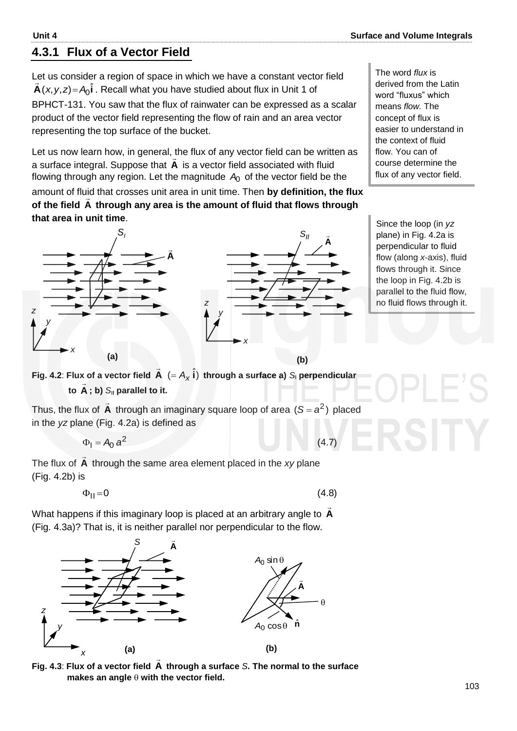## 4.3.1 Flux of a Vector Field

Let us consider a region of space in which we have a constant vector field $\vec{\mathbf{A}}(x, y, z) = A_0\hat{\mathbf{i}}$. Recall what you have studied about flux in Unit 1 of BPHCT-131. You saw that the flux of rainwater can be expressed as a scalar product of the vector field representing the flow of rain and an area vector representing the top surface of the bucket.

The word *flux* is derived from the Latin word "fluxus" which means *flow.* The concept of flux is easier to understand in the context of fluid flow. You can of course determine the flux of any vector field.

Let us now learn how, in general, the flux of any vector field can be written as a surface integral. Suppose that $\vec{\mathbf{A}}$ is a vector field associated with fluid flowing through any region. Let the magnitude $A_0$ of the vector field be the amount of fluid that crosses unit area in unit time. Then **by definition, the flux of the field $\vec{\mathbf{A}}$ through any area is the amount of fluid that flows through that area in unit time**.

Since the loop (in *yz* plane) in Fig. 4.2a is perpendicular to fluid flow (along *x*-axis), fluid flows through it. Since the loop in Fig. 4.2b is parallel to the fluid flow, no fluid flows through it.

**Fig. 4.2**: **Flux of a vector field $\vec{\mathbf{A}}$ $(= A_x\,\hat{\mathbf{i}})$ through a surface a) $S_I$ perpendicular to $\vec{\mathbf{A}}$; b) $S_{II}$ parallel to it.**

Thus, the flux of $\vec{\mathbf{A}}$ through an imaginary square loop of area $(S = a^2)$ placed in the *yz* plane (Fig. 4.2a) is defined as

$$\Phi_I = A_0\, a^2 \tag{4.7}$$

The flux of $\vec{\mathbf{A}}$ through the same area element placed in the *xy* plane (Fig. 4.2b) is

$$\Phi_{II} = 0 \tag{4.8}$$

What happens if this imaginary loop is placed at an arbitrary angle to $\vec{\mathbf{A}}$ (Fig. 4.3a)? That is, it is neither parallel nor perpendicular to the flow.

**Fig. 4.3**: **Flux of a vector field $\vec{\mathbf{A}}$ through a surface $S$. The normal to the surface makes an angle $\theta$ with the vector field.**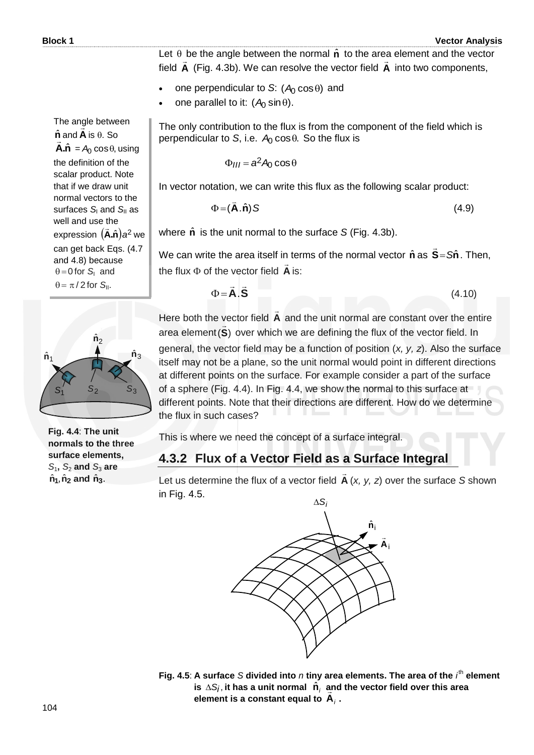Let $\theta$ be the angle between the normal $\hat{\mathbf{n}}$ to the area element and the vector field $\vec{\mathbf{A}}$ (Fig. 4.3b). We can resolve the vector field $\vec{\mathbf{A}}$ into two components,

- one perpendicular to *S*: $(A_0 \cos\theta)$ and
- one parallel to it: $(A_0 \sin\theta)$.

The angle between $\hat{\mathbf{n}}$ and $\vec{\mathbf{A}}$ is $\theta$. So $\vec{\mathbf{A}}.\hat{\mathbf{n}} = A_0 \cos\theta$, using the definition of the scalar product. Note that if we draw unit normal vectors to the surfaces $S_{\text{I}}$ and $S_{\text{II}}$ as well as use the expression $(\vec{\mathbf{A}}.\hat{\mathbf{n}})a^2$ we can get back Eqs. (4.7 and 4.8) because $\theta = 0$ for $S_{\text{I}}$ and $\theta = \pi/2$ for $S_{\text{II}}$.

The only contribution to the flux is from the component of the field which is perpendicular to *S*, i.e. $A_0 \cos\theta$. So the flux is

$$\Phi_{III} = a^2 A_0 \cos\theta$$

In vector notation, we can write this flux as the following scalar product:

$$\Phi = (\vec{\mathbf{A}}.\hat{\mathbf{n}})S \tag{4.9}$$

where $\hat{\mathbf{n}}$ is the unit normal to the surface *S* (Fig. 4.3b).

We can write the area itself in terms of the normal vector $\hat{\mathbf{n}}$ as $\vec{\mathbf{S}} = S\hat{\mathbf{n}}$. Then, the flux $\Phi$ of the vector field $\vec{\mathbf{A}}$ is:

$$\Phi = \vec{\mathbf{A}}.\vec{\mathbf{S}} \tag{4.10}$$

Here both the vector field $\vec{\mathbf{A}}$ and the unit normal are constant over the entire area element $(\vec{\mathbf{S}})$ over which we are defining the flux of the vector field. In general, the vector field may be a function of position (*x, y, z*). Also the surface itself may not be a plane, so the unit normal would point in different directions at different points on the surface. For example consider a part of the surface of a sphere (Fig. 4.4). In Fig. 4.4, we show the normal to this surface at different points. Note that their directions are different. How do we determine the flux in such cases?

**Fig. 4.4**: **The unit normals to the three surface elements,** $S_1$**,** $S_2$ **and** $S_3$ **are** $\hat{\mathbf{n}}_1, \hat{\mathbf{n}}_2$ **and** $\hat{\mathbf{n}}_3$.

This is where we need the concept of a surface integral.

### 4.3.2 Flux of a Vector Field as a Surface Integral

Let us determine the flux of a vector field $\vec{\mathbf{A}}$ (*x, y, z*) over the surface *S* shown in Fig. 4.5.

**Fig. 4.5**: **A surface** *S* **divided into** *n* **tiny area elements. The area of the** *i*th **element is** $\Delta S_i$**, it has a unit normal** $\hat{\mathbf{n}}_i$ **and the vector field over this area element is a constant equal to** $\vec{\mathbf{A}}_i$ **.**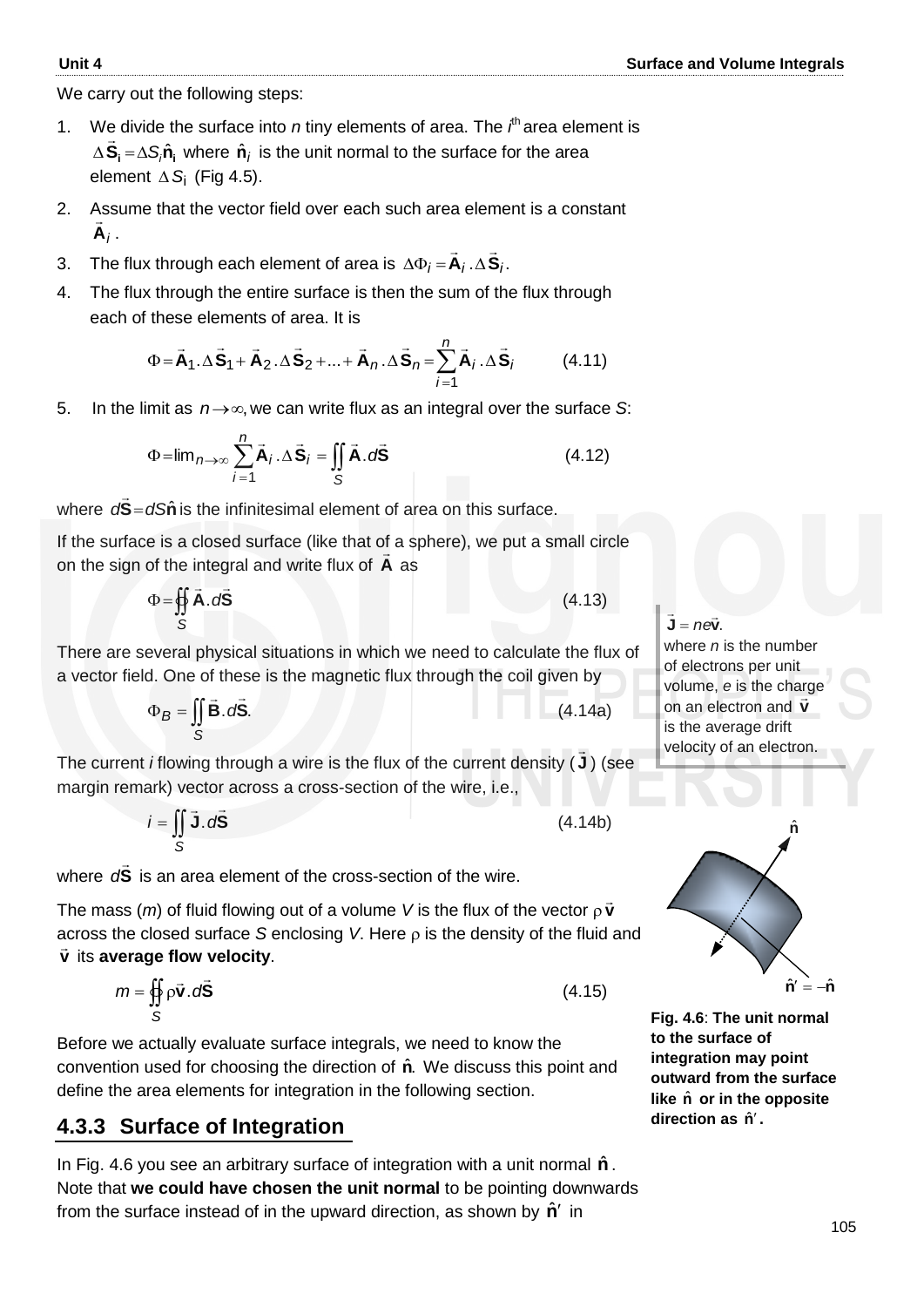We carry out the following steps:

1. We divide the surface into $n$ tiny elements of area. The $i^{th}$ area element is $\Delta\vec{\mathbf{S}}_i = \Delta S_i \hat{\mathbf{n}}_i$ where $\hat{\mathbf{n}}_i$ is the unit normal to the surface for the area element $\Delta S_i$ (Fig 4.5).
2. Assume that the vector field over each such area element is a constant $\vec{\mathbf{A}}_i$.
3. The flux through each element of area is $\Delta\Phi_i = \vec{\mathbf{A}}_i \cdot \Delta\vec{\mathbf{S}}_i$.
4. The flux through the entire surface is then the sum of the flux through each of these elements of area. It is

$$\Phi = \vec{\mathbf{A}}_1 \cdot \Delta\vec{\mathbf{S}}_1 + \vec{\mathbf{A}}_2 \cdot \Delta\vec{\mathbf{S}}_2 + \ldots + \vec{\mathbf{A}}_n \cdot \Delta\vec{\mathbf{S}}_n = \sum_{i=1}^{n} \vec{\mathbf{A}}_i \cdot \Delta\vec{\mathbf{S}}_i \qquad (4.11)$$

5. In the limit as $n \to \infty$, we can write flux as an integral over the surface $S$:

$$\Phi = \lim_{n\to\infty} \sum_{i=1}^{n} \vec{\mathbf{A}}_i \cdot \Delta\vec{\mathbf{S}}_i = \iint_S \vec{\mathbf{A}} \cdot d\vec{\mathbf{S}} \qquad (4.12)$$

where $d\vec{\mathbf{S}} = dS\hat{\mathbf{n}}$ is the infinitesimal element of area on this surface.

If the surface is a closed surface (like that of a sphere), we put a small circle on the sign of the integral and write flux of $\vec{\mathbf{A}}$ as

$$\Phi = \oiint_S \vec{\mathbf{A}} \cdot d\vec{\mathbf{S}} \qquad (4.13)$$

There are several physical situations in which we need to calculate the flux of a vector field. One of these is the magnetic flux through the coil given by

$$\Phi_B = \iint_S \vec{\mathbf{B}} \cdot d\vec{\mathbf{S}}. \qquad (4.14a)$$

The current $i$ flowing through a wire is the flux of the current density ($\vec{\mathbf{J}}$) (see margin remark) vector across a cross-section of the wire, i.e.,

$$i = \iint_S \vec{\mathbf{J}} \cdot d\vec{\mathbf{S}} \qquad (4.14b)$$

where $d\vec{\mathbf{S}}$ is an area element of the cross-section of the wire.

> $\vec{\mathbf{J}} = ne\vec{\mathbf{v}}$.
> where $n$ is the number of electrons per unit volume, $e$ is the charge on an electron and $\vec{\mathbf{v}}$ is the average drift velocity of an electron.

The mass ($m$) of fluid flowing out of a volume $V$ is the flux of the vector $\rho\vec{\mathbf{v}}$ across the closed surface $S$ enclosing $V$. Here $\rho$ is the density of the fluid and $\vec{\mathbf{v}}$ its **average flow velocity**.

$$m = \oiint_S \rho\vec{\mathbf{v}} \cdot d\vec{\mathbf{S}} \qquad (4.15)$$

Before we actually evaluate surface integrals, we need to know the convention used for choosing the direction of $\hat{\mathbf{n}}$. We discuss this point and define the area elements for integration in the following section.

### 4.3.3 Surface of Integration

In Fig. 4.6 you see an arbitrary surface of integration with a unit normal $\hat{\mathbf{n}}$. Note that **we could have chosen the unit normal** to be pointing downwards from the surface instead of in the upward direction, as shown by $\hat{\mathbf{n}}'$ in

**Fig. 4.6**: **The unit normal to the surface of integration may point outward from the surface like $\hat{\mathbf{n}}$ or in the opposite direction as $\hat{\mathbf{n}}'$.**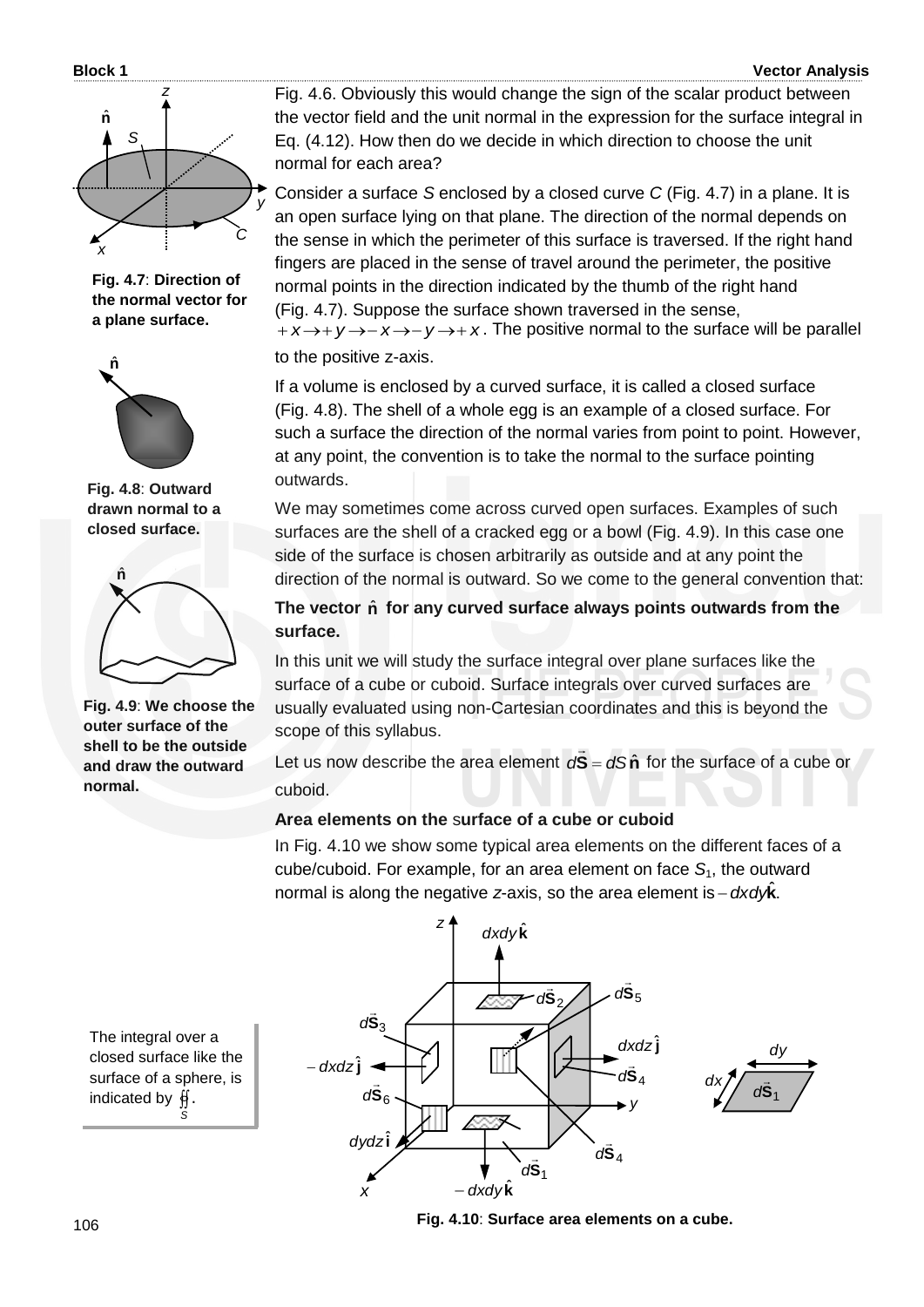Fig. 4.6. Obviously this would change the sign of the scalar product between the vector field and the unit normal in the expression for the surface integral in Eq. (4.12). How then do we decide in which direction to choose the unit normal for each area?

Consider a surface $S$ enclosed by a closed curve $C$ (Fig. 4.7) in a plane. It is an open surface lying on that plane. The direction of the normal depends on the sense in which the perimeter of this surface is traversed. If the right hand fingers are placed in the sense of travel around the perimeter, the positive normal points in the direction indicated by the thumb of the right hand (Fig. 4.7). Suppose the surface shown traversed in the sense, $+x \to +y \to -x \to -y \to +x$. The positive normal to the surface will be parallel to the positive $z$-axis.

**Fig. 4.7**: **Direction of the normal vector for a plane surface.**

If a volume is enclosed by a curved surface, it is called a closed surface (Fig. 4.8). The shell of a whole egg is an example of a closed surface. For such a surface the direction of the normal varies from point to point. However, at any point, the convention is to take the normal to the surface pointing outwards.

**Fig. 4.8**: **Outward drawn normal to a closed surface.**

We may sometimes come across curved open surfaces. Examples of such surfaces are the shell of a cracked egg or a bowl (Fig. 4.9). In this case one side of the surface is chosen arbitrarily as outside and at any point the direction of the normal is outward. So we come to the general convention that:

**The vector $\hat{\mathbf{n}}$ for any curved surface always points outwards from the surface.**

**Fig. 4.9**: **We choose the outer surface of the shell to be the outside and draw the outward normal.**

In this unit we will study the surface integral over plane surfaces like the surface of a cube or cuboid. Surface integrals over curved surfaces are usually evaluated using non-Cartesian coordinates and this is beyond the scope of this syllabus.

Let us now describe the area element $d\vec{\mathbf{S}} = dS\,\hat{\mathbf{n}}$ for the surface of a cube or cuboid.

**Area elements on the surface of a cube or cuboid**

In Fig. 4.10 we show some typical area elements on the different faces of a cube/cuboid. For example, for an area element on face $S_1$, the outward normal is along the negative $z$-axis, so the area element is $-dxdy\hat{\mathbf{k}}$.

The integral over a closed surface like the surface of a sphere, is indicated by $\oiint_S$.

**Fig. 4.10**: **Surface area elements on a cube.**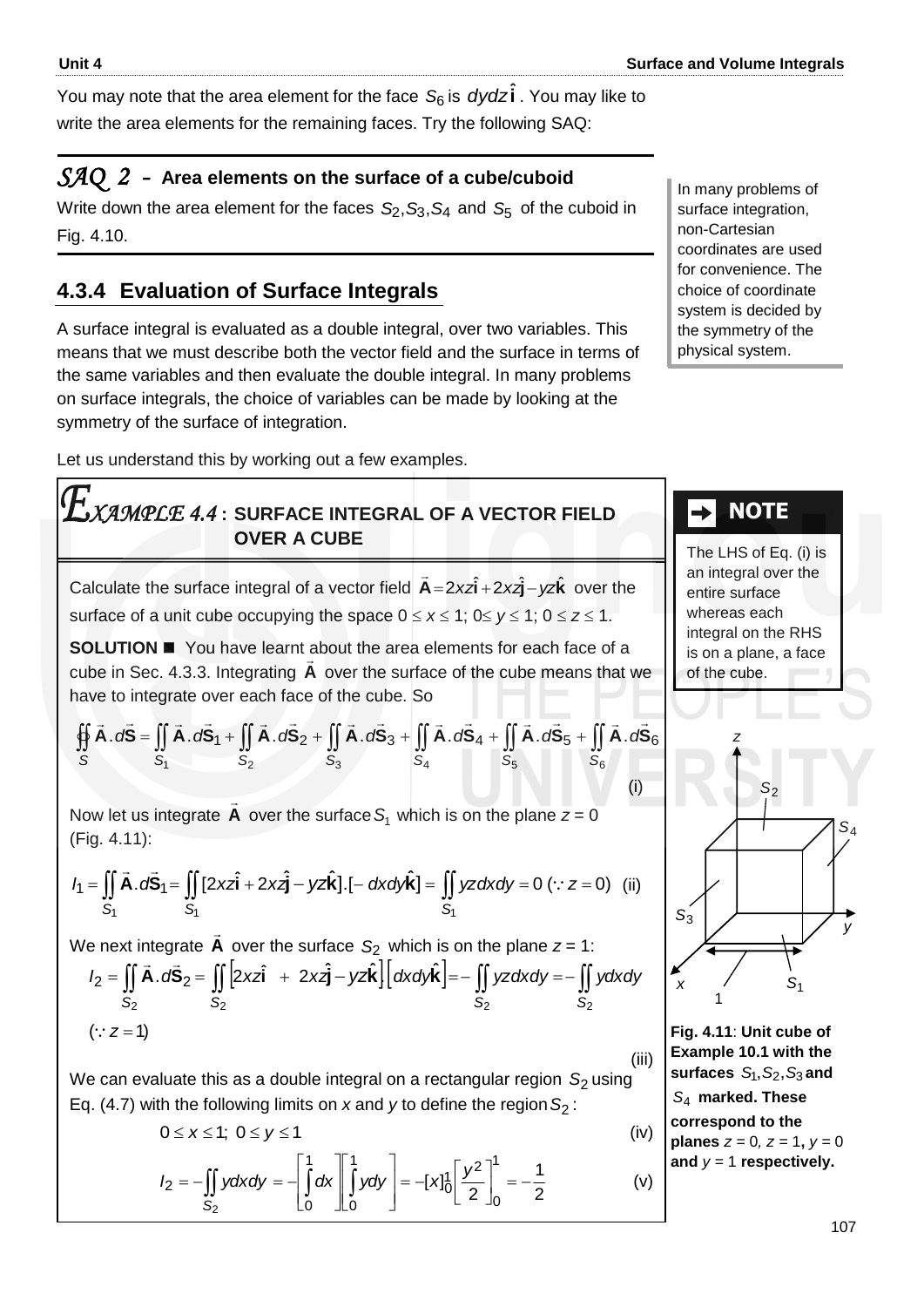You may note that the area element for the face $S_6$ is $dydz\hat{\mathbf{i}}$. You may like to write the area elements for the remaining faces. Try the following SAQ:

### *SAQ 2* – Area elements on the surface of a cube/cuboid

Write down the area element for the faces $S_2, S_3, S_4$ and $S_5$ of the cuboid in Fig. 4.10.

## 4.3.4 Evaluation of Surface Integrals

In many problems of surface integration, non-Cartesian coordinates are used for convenience. The choice of coordinate system is decided by the symmetry of the physical system.

A surface integral is evaluated as a double integral, over two variables. This means that we must describe both the vector field and the surface in terms of the same variables and then evaluate the double integral. In many problems on surface integrals, the choice of variables can be made by looking at the symmetry of the surface of integration.

Let us understand this by working out a few examples.

### *EXAMPLE 4.4* : SURFACE INTEGRAL OF A VECTOR FIELD OVER A CUBE

Calculate the surface integral of a vector field $\vec{\mathbf{A}} = 2xz\hat{\mathbf{i}} + 2xz\hat{\mathbf{j}} - yz\hat{\mathbf{k}}$ over the surface of a unit cube occupying the space $0 \le x \le 1;\ 0 \le y \le 1;\ 0 \le z \le 1$.

**SOLUTION** ■ You have learnt about the area elements for each face of a cube in Sec. 4.3.3. Integrating $\vec{\mathbf{A}}$ over the surface of the cube means that we have to integrate over each face of the cube. So

$$\oint\!\!\oint_S \vec{\mathbf{A}}.d\vec{\mathbf{S}} = \iint_{S_1} \vec{\mathbf{A}}.d\vec{\mathbf{S}}_1 + \iint_{S_2} \vec{\mathbf{A}}.d\vec{\mathbf{S}}_2 + \iint_{S_3} \vec{\mathbf{A}}.d\vec{\mathbf{S}}_3 + \iint_{S_4} \vec{\mathbf{A}}.d\vec{\mathbf{S}}_4 + \iint_{S_5} \vec{\mathbf{A}}.d\vec{\mathbf{S}}_5 + \iint_{S_6} \vec{\mathbf{A}}.d\vec{\mathbf{S}}_6 \quad \text{(i)}$$

**NOTE**

The LHS of Eq. (i) is an integral over the entire surface whereas each integral on the RHS is on a plane, a face of the cube.

Now let us integrate $\vec{\mathbf{A}}$ over the surface $S_1$ which is on the plane $z = 0$ (Fig. 4.11):

$$I_1 = \iint_{S_1} \vec{\mathbf{A}}.d\vec{\mathbf{S}}_1 = \iint_{S_1} [2xz\hat{\mathbf{i}} + 2xz\hat{\mathbf{j}} - yz\hat{\mathbf{k}}].[-dxdy\hat{\mathbf{k}}] = \iint_{S_1} yz\,dxdy = 0 \ (\because z = 0) \quad \text{(ii)}$$

We next integrate $\vec{\mathbf{A}}$ over the surface $S_2$ which is on the plane $z = 1$:

$$I_2 = \iint_{S_2} \vec{\mathbf{A}}.d\vec{\mathbf{S}}_2 = \iint_{S_2} \left[2xz\hat{\mathbf{i}} + 2xz\hat{\mathbf{j}} - yz\hat{\mathbf{k}}\right].\left[dxdy\hat{\mathbf{k}}\right] = -\iint_{S_2} yz\,dxdy = -\iint_{S_2} y\,dxdy$$

$(\because z = 1)$ (iii)

We can evaluate this as a double integral on a rectangular region $S_2$ using Eq. (4.7) with the following limits on $x$ and $y$ to define the region $S_2$:

$$0 \le x \le 1;\ 0 \le y \le 1 \quad \text{(iv)}$$

$$I_2 = -\iint_{S_2} y\,dxdy = -\left[\int_0^1 dx\right]\left[\int_0^1 y\,dy\right] = -[x]_0^1\left[\frac{y^2}{2}\right]_0^1 = -\frac{1}{2} \quad \text{(v)}$$

**Fig. 4.11**: **Unit cube of Example 10.1 with the surfaces $S_1, S_2, S_3$ and $S_4$ marked. These correspond to the planes $z = 0$, $z = 1$, $y = 0$ and $y = 1$ respectively.**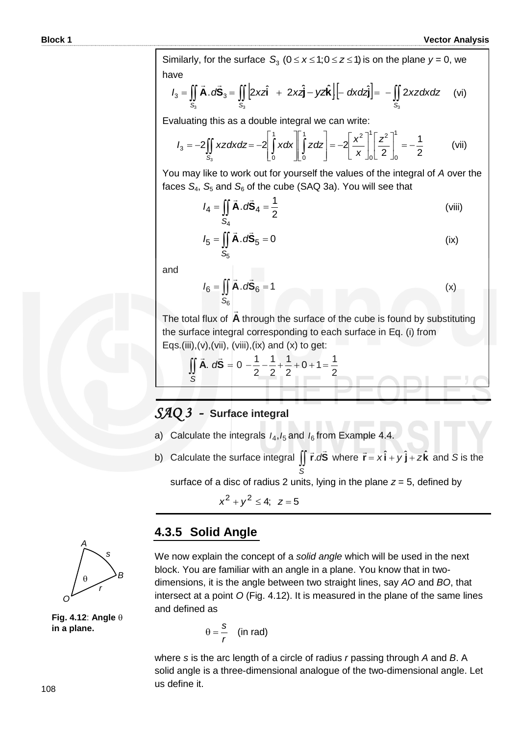Similarly, for the surface $S_3$ $(0 \le x \le 1; 0 \le z \le 1)$ is on the plane $y = 0$, we have

$$I_3 = \iint_{S_3} \vec{\mathbf{A}}.d\vec{\mathbf{S}}_3 = \iint_{S_3} \left[2xz\hat{\mathbf{i}} \;+\; 2xz\hat{\mathbf{j}} - yz\hat{\mathbf{k}}\right]\left[-dxdz\hat{\mathbf{j}}\right] = -\iint_{S_3} 2xzdxdz \quad \text{(vi)}$$

Evaluating this as a double integral we can write:

$$I_3 = -2\iint_{S_3} xzdxdz = -2\left[\int_0^1 xdx\right]\left[\int_0^1 zdz\right] = -2\left[\frac{x^2}{x}\right]_0^1\left[\frac{z^2}{2}\right]_0^1 = -\frac{1}{2} \quad \text{(vii)}$$

You may like to work out for yourself the values of the integral of $A$ over the faces $S_4$, $S_5$ and $S_6$ of the cube (SAQ 3a). You will see that

$$I_4 = \iint_{S_4} \vec{\mathbf{A}}.d\vec{\mathbf{S}}_4 = \frac{1}{2} \quad \text{(viii)}$$

$$I_5 = \iint_{S_5} \vec{\mathbf{A}}.d\vec{\mathbf{S}}_5 = 0 \quad \text{(ix)}$$

and

$$I_6 = \iint_{S_6} \vec{\mathbf{A}}.d\vec{\mathbf{S}}_6 = 1 \quad \text{(x)}$$

The total flux of $\vec{\mathbf{A}}$ through the surface of the cube is found by substituting the surface integral corresponding to each surface in Eq. (i) from Eqs.(iii),(v),(vii), (viii),(ix) and (x) to get:

$$\iint_S \vec{\mathbf{A}}.\, d\vec{\mathbf{S}} = 0 - \frac{1}{2} - \frac{1}{2} + \frac{1}{2} + 0 + 1 = \frac{1}{2}$$

## *SAQ 3* - Surface integral

a) Calculate the integrals $I_4$, $I_5$ and $I_6$ from Example 4.4.

b) Calculate the surface integral $\iint_S \vec{\mathbf{r}}.d\vec{\mathbf{S}}$ where $\vec{\mathbf{r}} = x\,\hat{\mathbf{i}} + y\,\hat{\mathbf{j}} + z\,\hat{\mathbf{k}}$ and $S$ is the surface of a disc of radius 2 units, lying in the plane $z = 5$, defined by

$$x^2 + y^2 \le 4; \;\; z = 5$$

### 4.3.5 Solid Angle

We now explain the concept of a *solid angle* which will be used in the next block. You are familiar with an angle in a plane. You know that in two-dimensions, it is the angle between two straight lines, say $AO$ and $BO$, that intersect at a point $O$ (Fig. 4.12). It is measured in the plane of the same lines and defined as

$$\theta = \frac{s}{r} \quad \text{(in rad)}$$

where $s$ is the arc length of a circle of radius $r$ passing through $A$ and $B$. A solid angle is a three-dimensional analogue of the two-dimensional angle. Let us define it.

**Fig. 4.12**: **Angle $\theta$ in a plane.**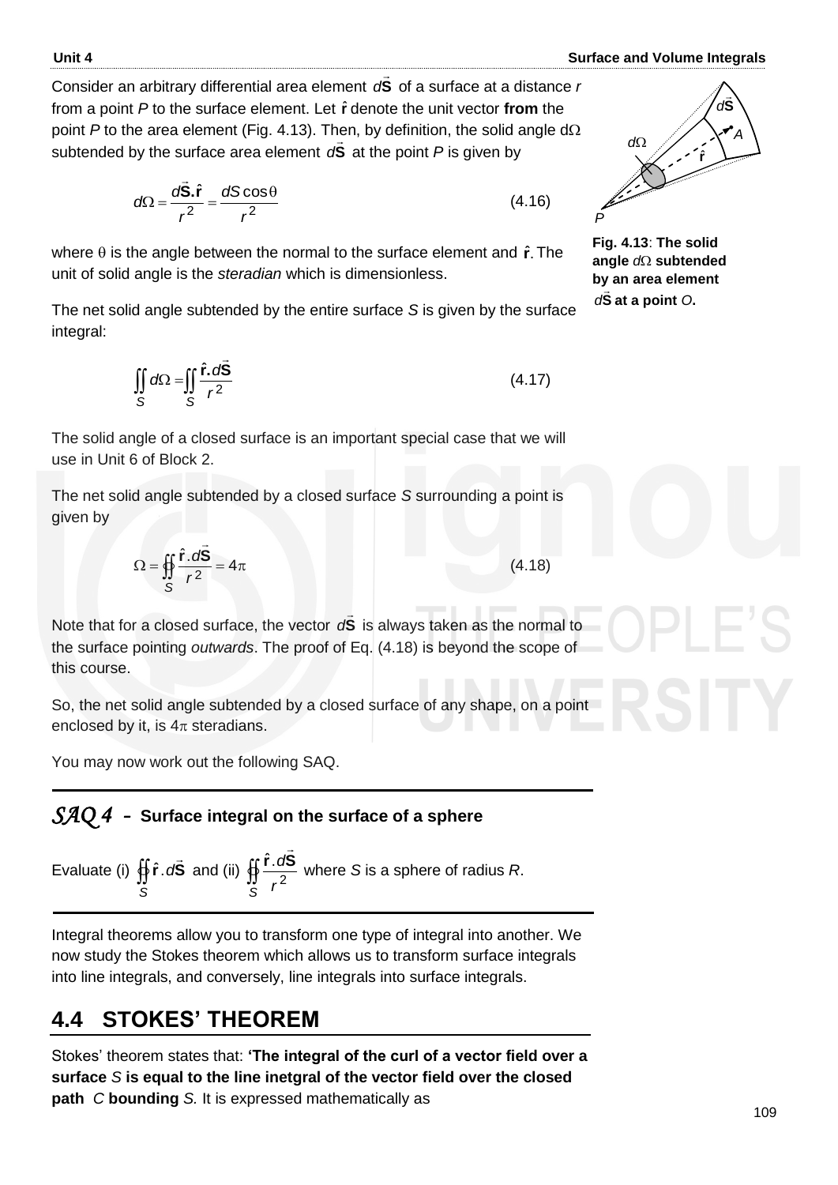Consider an arbitrary differential area element $d\vec{\mathbf{S}}$ of a surface at a distance $r$ from a point $P$ to the surface element. Let $\hat{\mathbf{r}}$ denote the unit vector **from** the point $P$ to the area element (Fig. 4.13). Then, by definition, the solid angle $d\Omega$ subtended by the surface area element $d\vec{\mathbf{S}}$ at the point $P$ is given by

$$d\Omega = \frac{d\vec{\mathbf{S}}.\hat{\mathbf{r}}}{r^2} = \frac{dS\cos\theta}{r^2} \tag{4.16}$$

**Fig. 4.13**: **The solid angle $d\Omega$ subtended by an area element $d\vec{\mathbf{S}}$ at a point $O$.**

where $\theta$ is the angle between the normal to the surface element and $\hat{\mathbf{r}}$. The unit of solid angle is the *steradian* which is dimensionless.

The net solid angle subtended by the entire surface $S$ is given by the surface integral:

$$\iint_S d\Omega = \iint_S \frac{\hat{\mathbf{r}}.d\vec{\mathbf{S}}}{r^2} \tag{4.17}$$

The solid angle of a closed surface is an important special case that we will use in Unit 6 of Block 2.

The net solid angle subtended by a closed surface $S$ surrounding a point is given by

$$\Omega = \oiint_S \frac{\hat{\mathbf{r}}.d\vec{\mathbf{S}}}{r^2} = 4\pi \tag{4.18}$$

Note that for a closed surface, the vector $d\vec{\mathbf{S}}$ is always taken as the normal to the surface pointing *outwards*. The proof of Eq. (4.18) is beyond the scope of this course.

So, the net solid angle subtended by a closed surface of any shape, on a point enclosed by it, is $4\pi$ steradians.

You may now work out the following SAQ.

---

## *SAQ 4* – Surface integral on the surface of a sphere

Evaluate (i) $\oiint_S \hat{\mathbf{r}}.d\vec{\mathbf{S}}$ and (ii) $\oiint_S \frac{\hat{\mathbf{r}}.d\vec{\mathbf{S}}}{r^2}$ where $S$ is a sphere of radius $R$.

---

Integral theorems allow you to transform one type of integral into another. We now study the Stokes theorem which allows us to transform surface integrals into line integrals, and conversely, line integrals into surface integrals.

## 4.4 STOKES' THEOREM

Stokes' theorem states that: **'The integral of the curl of a vector field over a surface** $S$ **is equal to the line inetgral of the vector field over the closed path** $C$ **bounding** $S$. It is expressed mathematically as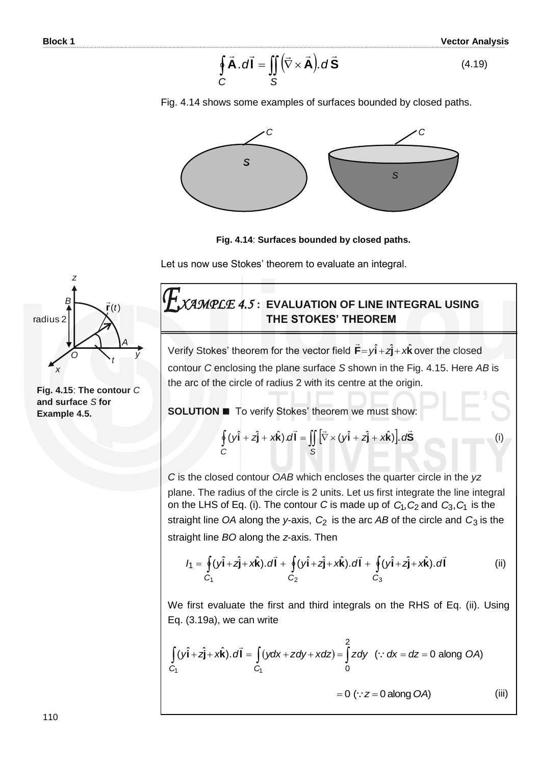$$\oint_C \vec{\mathbf{A}}.d\vec{\mathbf{l}} = \iint_S \left(\vec{\nabla} \times \vec{\mathbf{A}}\right).d\,\vec{\mathbf{S}} \tag{4.19}$$

Fig. 4.14 shows some examples of surfaces bounded by closed paths.

**Fig. 4.14**: **Surfaces bounded by closed paths.**

Let us now use Stokes' theorem to evaluate an integral.

**Fig. 4.15**: **The contour** $C$ **and surface** $S$ **for Example 4.5.**

## EXAMPLE 4.5 : EVALUATION OF LINE INTEGRAL USING THE STOKES' THEOREM

Verify Stokes' theorem for the vector field $\vec{\mathbf{F}} = y\hat{\mathbf{i}} + z\hat{\mathbf{j}} + x\hat{\mathbf{k}}$ over the closed contour $C$ enclosing the plane surface $S$ shown in the Fig. 4.15. Here $AB$ is the arc of the circle of radius 2 with its centre at the origin.

**SOLUTION** ■ To verify Stokes' theorem we must show:

$$\oint_C (y\hat{\mathbf{i}} + z\hat{\mathbf{j}} + x\hat{\mathbf{k}}).d\vec{\mathbf{l}} = \iint_S \left[\vec{\nabla} \times (y\hat{\mathbf{i}} + z\hat{\mathbf{j}} + x\hat{\mathbf{k}})\right].d\vec{\mathbf{S}} \tag{i}$$

$C$ is the closed contour $OAB$ which encloses the quarter circle in the $yz$ plane. The radius of the circle is 2 units. Let us first integrate the line integral on the LHS of Eq. (i). The contour $C$ is made up of $C_1, C_2$ and $C_3, C_1$ is the straight line $OA$ along the $y$-axis, $C_2$ is the arc $AB$ of the circle and $C_3$ is the straight line $BO$ along the $z$-axis. Then

$$I_1 = \oint_{C_1} (y\hat{\mathbf{i}} + z\hat{\mathbf{j}} + x\hat{\mathbf{k}}).d\vec{\mathbf{l}} + \oint_{C_2} (y\hat{\mathbf{i}} + z\hat{\mathbf{j}} + x\hat{\mathbf{k}}).d\vec{\mathbf{l}} + \oint_{C_3} (y\hat{\mathbf{i}} + z\hat{\mathbf{j}} + x\hat{\mathbf{k}}).d\vec{\mathbf{l}} \tag{ii}$$

We first evaluate the first and third integrals on the RHS of Eq. (ii). Using Eq. (3.19a), we can write

$$\int_{C_1} (y\hat{\mathbf{i}} + z\hat{\mathbf{j}} + x\hat{\mathbf{k}}).d\vec{\mathbf{l}} = \int_{C_1} (ydx + zdy + xdz) = \int_0^2 zdy \quad (\because dx = dz = 0 \text{ along } OA)$$

$$= 0 \; (\because z = 0 \text{ along } OA) \tag{iii}$$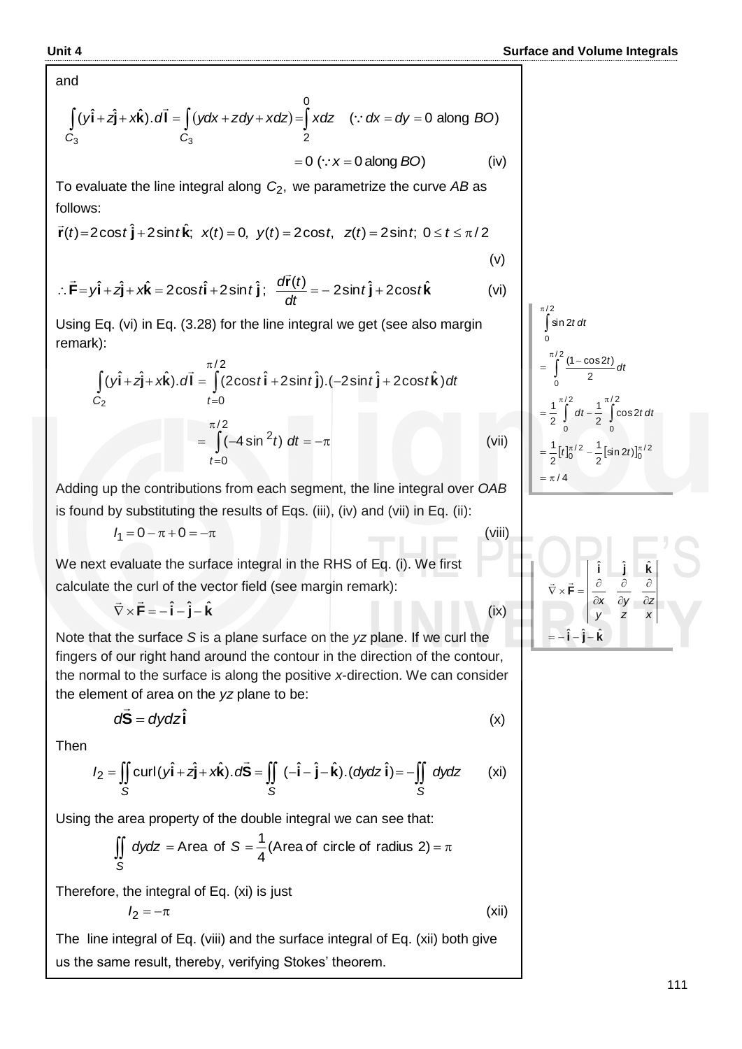and

$$\int_{C_3} (y\hat{\mathbf{i}} + z\hat{\mathbf{j}} + x\hat{\mathbf{k}}).d\vec{\mathbf{l}} = \int_{C_3} (ydx + zdy + xdz) = \int_2^0 xdz \quad (\because dx = dy = 0 \text{ along } BO)$$

$$= 0 \; (\because x = 0 \text{ along } BO) \qquad \text{(iv)}$$

To evaluate the line integral along $C_2$, we parametrize the curve *AB* as follows:

$$\vec{\mathbf{r}}(t) = 2\cos t\,\hat{\mathbf{j}} + 2\sin t\,\hat{\mathbf{k}};\; x(t) = 0,\; y(t) = 2\cos t,\; z(t) = 2\sin t;\; 0 \le t \le \pi/2 \qquad \text{(v)}$$

$$\therefore \vec{\mathbf{F}} = y\hat{\mathbf{i}} + z\hat{\mathbf{j}} + x\hat{\mathbf{k}} = 2\cos t\hat{\mathbf{i}} + 2\sin t\,\hat{\mathbf{j}};\; \frac{d\vec{\mathbf{r}}(t)}{dt} = -2\sin t\,\hat{\mathbf{j}} + 2\cos t\,\hat{\mathbf{k}} \qquad \text{(vi)}$$

Using Eq. (vi) in Eq. (3.28) for the line integral we get (see also margin remark):

$$\int_{C_2} (y\hat{\mathbf{i}} + z\hat{\mathbf{j}} + x\hat{\mathbf{k}}).d\vec{\mathbf{l}} = \int_{t=0}^{\pi/2} (2\cos t\,\hat{\mathbf{i}} + 2\sin t\,\hat{\mathbf{j}}).(-2\sin t\,\hat{\mathbf{j}} + 2\cos t\,\hat{\mathbf{k}})dt$$

$$= \int_{t=0}^{\pi/2} (-4\sin^2 t)\; dt = -\pi \qquad \text{(vii)}$$

$$\int_0^{\pi/2} \sin 2t\, dt = \int_0^{\pi/2} \frac{(1-\cos 2t)}{2} dt = \frac{1}{2}\int_0^{\pi/2} dt - \frac{1}{2}\int_0^{\pi/2} \cos 2t\, dt = \frac{1}{2}[t]_0^{\pi/2} - \frac{1}{2}[\sin 2t)]_0^{\pi/2} = \pi/4$$

Adding up the contributions from each segment, the line integral over *OAB* is found by substituting the results of Eqs. (iii), (iv) and (vii) in Eq. (ii):

$$I_1 = 0 - \pi + 0 = -\pi \qquad \text{(viii)}$$

We next evaluate the surface integral in the RHS of Eq. (i). We first calculate the curl of the vector field (see margin remark):

$$\vec{\nabla} \times \vec{\mathbf{F}} = -\hat{\mathbf{i}} - \hat{\mathbf{j}} - \hat{\mathbf{k}} \qquad \text{(ix)}$$

$$\vec{\nabla} \times \vec{\mathbf{F}} = \begin{vmatrix} \hat{\mathbf{i}} & \hat{\mathbf{j}} & \hat{\mathbf{k}} \\ \frac{\partial}{\partial x} & \frac{\partial}{\partial y} & \frac{\partial}{\partial z} \\ y & z & x \end{vmatrix} = -\hat{\mathbf{i}} - \hat{\mathbf{j}} - \hat{\mathbf{k}}$$

Note that the surface *S* is a plane surface on the *yz* plane. If we curl the fingers of our right hand around the contour in the direction of the contour, the normal to the surface is along the positive *x*-direction. We can consider the element of area on the *yz* plane to be:

$$d\vec{\mathbf{S}} = dydz\,\hat{\mathbf{i}} \qquad \text{(x)}$$

Then

$$I_2 = \iint_S \text{curl}(y\hat{\mathbf{i}} + z\hat{\mathbf{j}} + x\hat{\mathbf{k}}).d\vec{\mathbf{S}} = \iint_S (-\hat{\mathbf{i}} - \hat{\mathbf{j}} - \hat{\mathbf{k}}).(dydz\,\hat{\mathbf{i}}) = -\iint_S dydz \qquad \text{(xi)}$$

Using the area property of the double integral we can see that:

$$\iint_S dydz = \text{Area of } S = \frac{1}{4}(\text{Area of circle of radius } 2) = \pi$$

Therefore, the integral of Eq. (xi) is just

$$I_2 = -\pi \qquad \text{(xii)}$$

The line integral of Eq. (viii) and the surface integral of Eq. (xii) both give us the same result, thereby, verifying Stokes' theorem.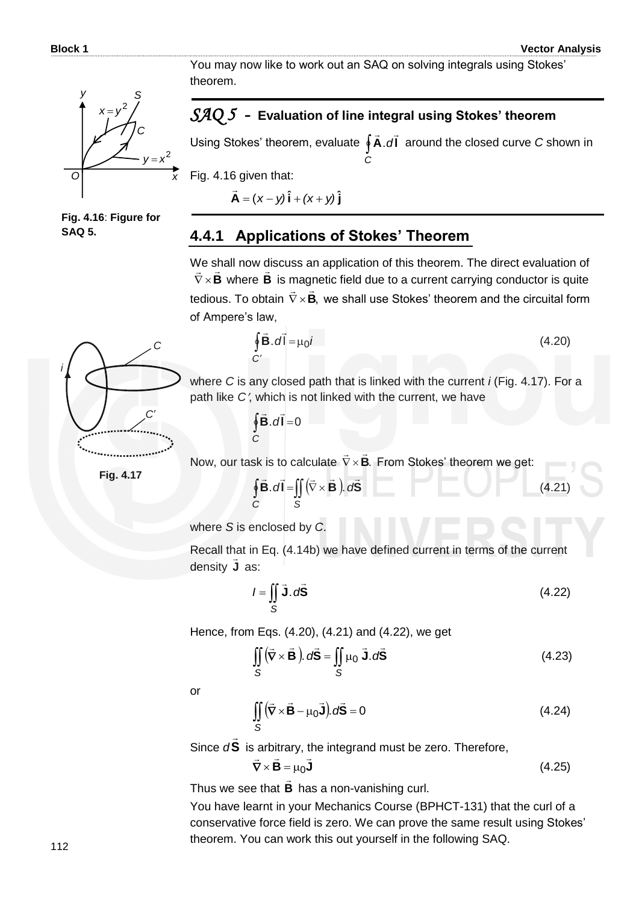You may now like to work out an SAQ on solving integrals using Stokes' theorem.

Fig. 4.16: Figure for SAQ 5.

## SAQ 5 - Evaluation of line integral using Stokes' theorem

Using Stokes' theorem, evaluate $\oint_C \vec{\mathbf{A}}.d\vec{\mathbf{l}}$ around the closed curve $C$ shown in Fig. 4.16 given that:

$$\vec{\mathbf{A}} = (x - y)\,\hat{\mathbf{i}} + (x + y)\,\hat{\mathbf{j}}$$

## 4.4.1 Applications of Stokes' Theorem

We shall now discuss an application of this theorem. The direct evaluation of $\vec{\nabla} \times \vec{\mathbf{B}}$ where $\vec{\mathbf{B}}$ is magnetic field due to a current carrying conductor is quite tedious. To obtain $\vec{\nabla} \times \vec{\mathbf{B}}$, we shall use Stokes' theorem and the circuital form of Ampere's law,

$$\oint_{C'} \vec{\mathbf{B}}.d\vec{\mathrm{l}} = \mu_0 i \tag{4.20}$$

Fig. 4.17

where $C$ is any closed path that is linked with the current $i$ (Fig. 4.17). For a path like $C'$, which is not linked with the current, we have

$$\oint_C \vec{\mathbf{B}}.d\vec{\mathbf{l}} = 0$$

Now, our task is to calculate $\vec{\nabla} \times \vec{\mathbf{B}}$. From Stokes' theorem we get:

$$\oint_C \vec{\mathbf{B}}.d\vec{\mathbf{l}} = \iint_S \left(\vec{\nabla} \times \vec{\mathbf{B}}\right).d\vec{\mathbf{S}} \tag{4.21}$$

where $S$ is enclosed by $C$.

Recall that in Eq. (4.14b) we have defined current in terms of the current density $\vec{\mathbf{J}}$ as:

$$I = \iint_S \vec{\mathbf{J}}.d\vec{\mathbf{S}} \tag{4.22}$$

Hence, from Eqs. (4.20), (4.21) and (4.22), we get

$$\iint_S \left(\vec{\nabla} \times \vec{\mathbf{B}}\right).d\vec{\mathbf{S}} = \iint_S \mu_0\, \vec{\mathbf{J}}.d\vec{\mathbf{S}} \tag{4.23}$$

or

$$\iint_S \left(\vec{\nabla} \times \vec{\mathbf{B}} - \mu_0 \vec{\mathbf{J}}\right).d\vec{\mathbf{S}} = 0 \tag{4.24}$$

Since $d\vec{\mathbf{S}}$ is arbitrary, the integrand must be zero. Therefore,

$$\vec{\nabla} \times \vec{\mathbf{B}} = \mu_0 \vec{\mathbf{J}} \tag{4.25}$$

Thus we see that $\vec{\mathbf{B}}$ has a non-vanishing curl.

You have learnt in your Mechanics Course (BPHCT-131) that the curl of a conservative force field is zero. We can prove the same result using Stokes' theorem. You can work this out yourself in the following SAQ.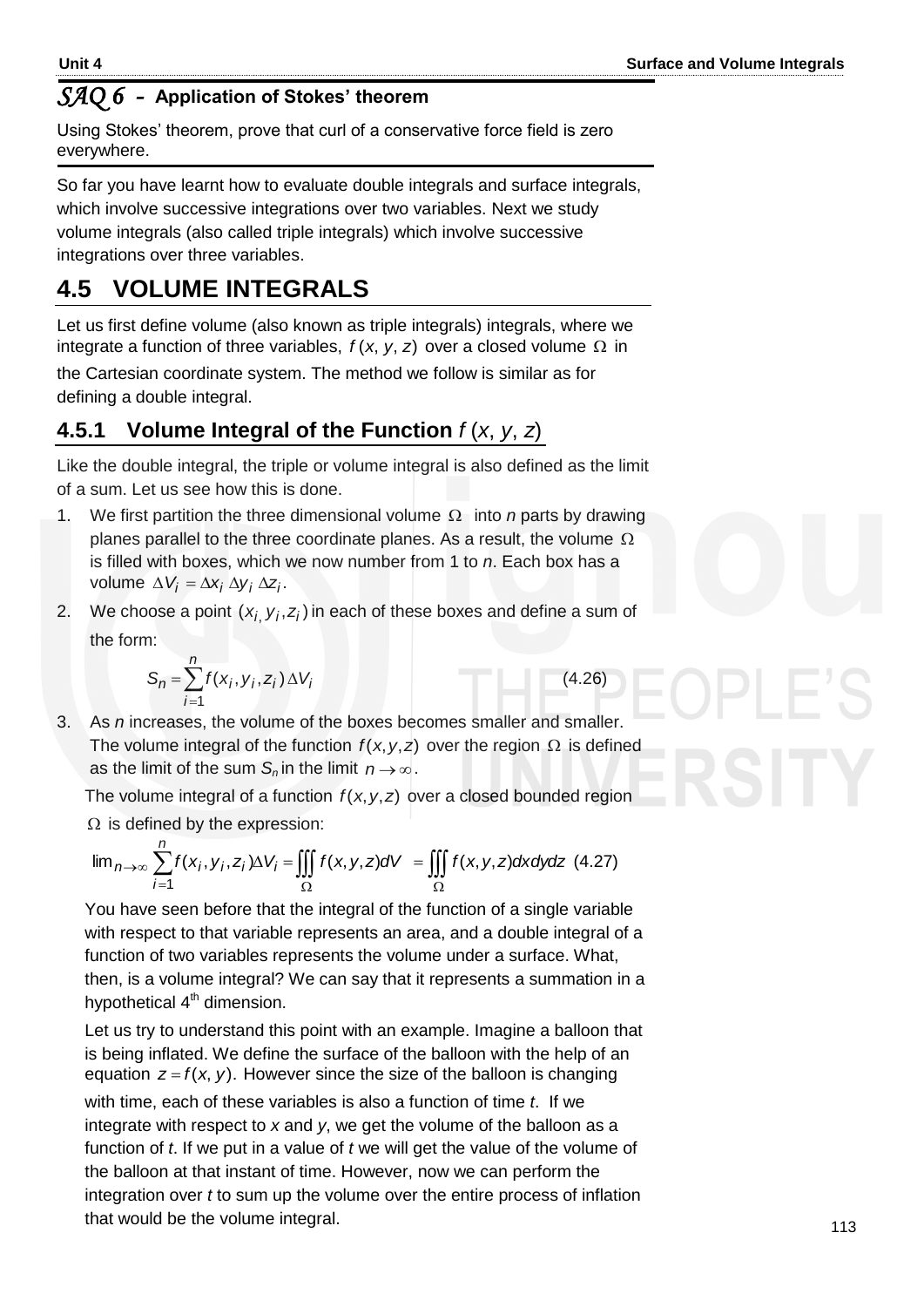## *SAQ 6* – Application of Stokes' theorem

Using Stokes' theorem, prove that curl of a conservative force field is zero everywhere.

So far you have learnt how to evaluate double integrals and surface integrals, which involve successive integrations over two variables. Next we study volume integrals (also called triple integrals) which involve successive integrations over three variables.

# 4.5 VOLUME INTEGRALS

Let us first define volume (also known as triple integrals) integrals, where we integrate a function of three variables, $f(x, y, z)$ over a closed volume $\Omega$ in the Cartesian coordinate system. The method we follow is similar as for defining a double integral.

## 4.5.1 Volume Integral of the Function $f(x, y, z)$

Like the double integral, the triple or volume integral is also defined as the limit of a sum. Let us see how this is done.

1. We first partition the three dimensional volume $\Omega$ into *n* parts by drawing planes parallel to the three coordinate planes. As a result, the volume $\Omega$ is filled with boxes, which we now number from 1 to *n*. Each box has a volume $\Delta V_i = \Delta x_i \, \Delta y_i \, \Delta z_i$.
2. We choose a point $(x_i, y_i, z_i)$ in each of these boxes and define a sum of the form:
$$S_n = \sum_{i=1}^{n} f(x_i, y_i, z_i)\, \Delta V_i \tag{4.26}$$
3. As *n* increases, the volume of the boxes becomes smaller and smaller. The volume integral of the function $f(x, y, z)$ over the region $\Omega$ is defined as the limit of the sum $S_n$ in the limit $n \to \infty$.

   The volume integral of a function $f(x, y, z)$ over a closed bounded region $\Omega$ is defined by the expression:
$$\lim_{n\to\infty} \sum_{i=1}^{n} f(x_i, y_i, z_i)\Delta V_i = \iiint_{\Omega} f(x, y, z) dV = \iiint_{\Omega} f(x, y, z) dx dy dz \tag{4.27}$$

   You have seen before that the integral of the function of a single variable with respect to that variable represents an area, and a double integral of a function of two variables represents the volume under a surface. What, then, is a volume integral? We can say that it represents a summation in a hypothetical 4th dimension.

   Let us try to understand this point with an example. Imagine a balloon that is being inflated. We define the surface of the balloon with the help of an equation $z = f(x, y)$. However since the size of the balloon is changing with time, each of these variables is also a function of time *t*. If we integrate with respect to *x* and *y*, we get the volume of the balloon as a function of *t*. If we put in a value of *t* we will get the value of the volume of the balloon at that instant of time. However, now we can perform the integration over *t* to sum up the volume over the entire process of inflation that would be the volume integral.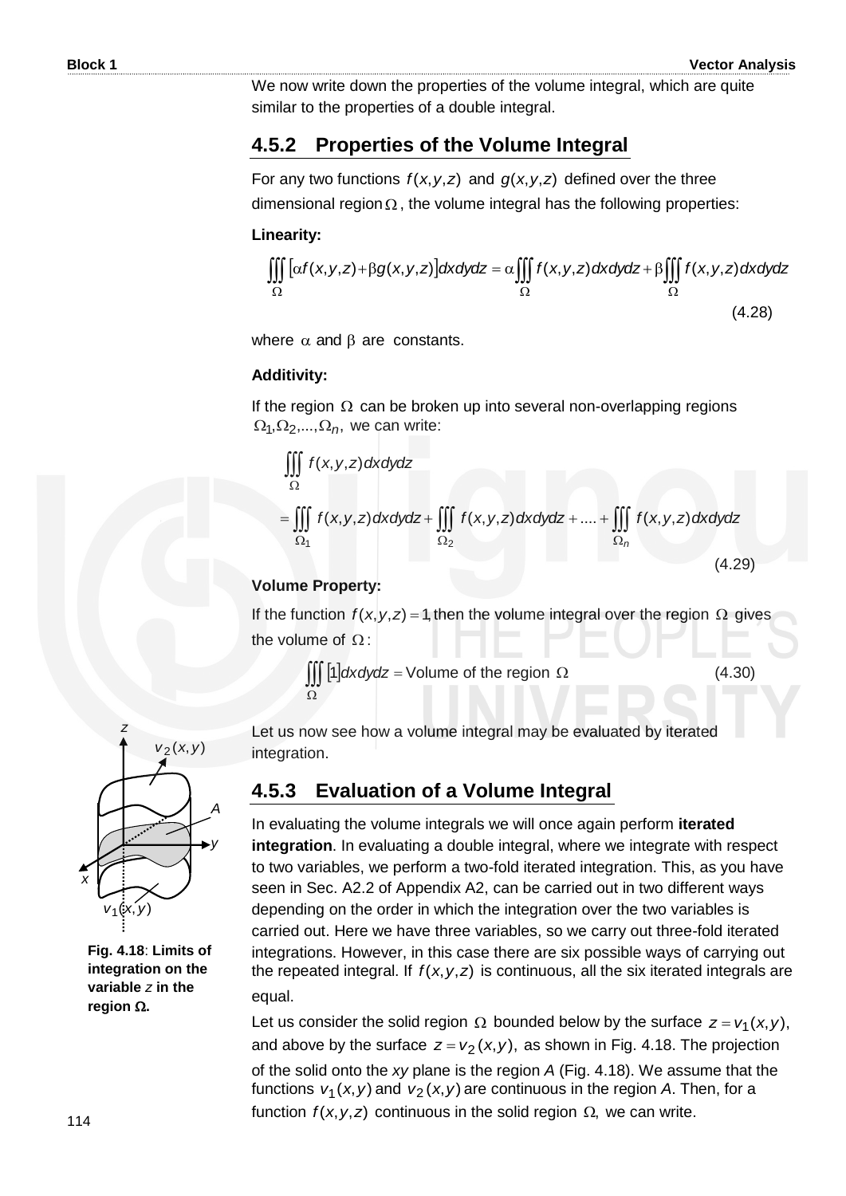We now write down the properties of the volume integral, which are quite similar to the properties of a double integral.

## 4.5.2 Properties of the Volume Integral

For any two functions $f(x,y,z)$ and $g(x,y,z)$ defined over the three dimensional region $\Omega$, the volume integral has the following properties:

**Linearity:**

$$\iiint\limits_{\Omega} [\alpha f(x,y,z) + \beta g(x,y,z)] dxdydz = \alpha \iiint\limits_{\Omega} f(x,y,z) dxdydz + \beta \iiint\limits_{\Omega} f(x,y,z) dxdydz \tag{4.28}$$

where $\alpha$ and $\beta$ are constants.

**Additivity:**

If the region $\Omega$ can be broken up into several non-overlapping regions $\Omega_1, \Omega_2, ..., \Omega_n$, we can write:

$$\iiint\limits_{\Omega} f(x,y,z) dxdydz$$

$$= \iiint\limits_{\Omega_1} f(x,y,z) dxdydz + \iiint\limits_{\Omega_2} f(x,y,z) dxdydz + .... + \iiint\limits_{\Omega_n} f(x,y,z) dxdydz \tag{4.29}$$

**Volume Property:**

If the function $f(x,y,z) = 1$, then the volume integral over the region $\Omega$ gives the volume of $\Omega$:

$$\iiint\limits_{\Omega} [1] dxdydz = \text{Volume of the region } \Omega \tag{4.30}$$

Let us now see how a volume integral may be evaluated by iterated integration.

## 4.5.3 Evaluation of a Volume Integral

In evaluating the volume integrals we will once again perform **iterated integration**. In evaluating a double integral, where we integrate with respect to two variables, we perform a two-fold iterated integration. This, as you have seen in Sec. A2.2 of Appendix A2, can be carried out in two different ways depending on the order in which the integration over the two variables is carried out. Here we have three variables, so we carry out three-fold iterated integrations. However, in this case there are six possible ways of carrying out the repeated integral. If $f(x,y,z)$ is continuous, all the six iterated integrals are equal.

**Fig. 4.18**: **Limits of integration on the variable $z$ in the region $\Omega$.**

Let us consider the solid region $\Omega$ bounded below by the surface $z = v_1(x,y)$, and above by the surface $z = v_2(x,y)$, as shown in Fig. 4.18. The projection of the solid onto the *xy* plane is the region *A* (Fig. 4.18). We assume that the functions $v_1(x,y)$ and $v_2(x,y)$ are continuous in the region *A*. Then, for a function $f(x,y,z)$ continuous in the solid region $\Omega$, we can write.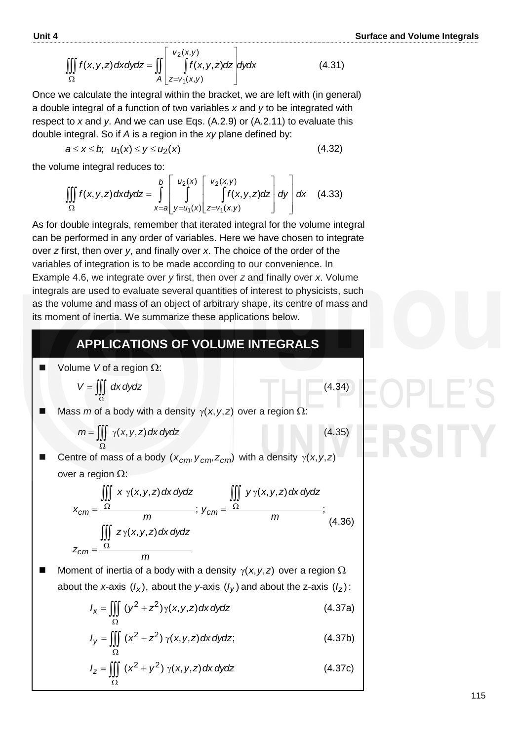$$\iiint_{\Omega} f(x,y,z)\,dx\,dy\,dz = \iint_{A}\left[\int_{z=v_1(x,y)}^{v_2(x,y)} f(x,y,z)\,dz\right]dy\,dx \qquad (4.31)$$

Once we calculate the integral within the bracket, we are left with (in general) a double integral of a function of two variables *x* and *y* to be integrated with respect to *x* and *y*. And we can use Eqs. (A.2.9) or (A.2.11) to evaluate this double integral. So if *A* is a region in the *xy* plane defined by:

$$a \le x \le b; \quad u_1(x) \le y \le u_2(x) \qquad (4.32)$$

the volume integral reduces to:

$$\iiint_{\Omega} f(x,y,z)\,dx\,dy\,dz = \int_{x=a}^{b}\left[\int_{y=u_1(x)}^{u_2(x)}\left[\int_{z=v_1(x,y)}^{v_2(x,y)} f(x,y,z)\,dz\right]dy\right]dx \qquad (4.33)$$

As for double integrals, remember that iterated integral for the volume integral can be performed in any order of variables. Here we have chosen to integrate over *z* first, then over *y*, and finally over *x*. The choice of the order of the variables of integration is to be made according to our convenience. In Example 4.6, we integrate over *y* first, then over *z* and finally over *x*. Volume integrals are used to evaluate several quantities of interest to physicists, such as the volume and mass of an object of arbitrary shape, its centre of mass and its moment of inertia. We summarize these applications below.

## APPLICATIONS OF VOLUME INTEGRALS

- Volume $V$ of a region $\Omega$:

$$V = \iiint_{\Omega} dx\,dy\,dz \qquad (4.34)$$

- Mass $m$ of a body with a density $\gamma(x,y,z)$ over a region $\Omega$:

$$m = \iiint_{\Omega} \gamma(x,y,z)\,dx\,dy\,dz \qquad (4.35)$$

- Centre of mass of a body $(x_{cm}, y_{cm}, z_{cm})$ with a density $\gamma(x,y,z)$ over a region $\Omega$:

$$x_{cm} = \frac{\iiint_{\Omega} x\,\gamma(x,y,z)\,dx\,dy\,dz}{m};\quad y_{cm} = \frac{\iiint_{\Omega} y\,\gamma(x,y,z)\,dx\,dy\,dz}{m};\quad z_{cm} = \frac{\iiint_{\Omega} z\,\gamma(x,y,z)\,dx\,dy\,dz}{m} \qquad (4.36)$$

- Moment of inertia of a body with a density $\gamma(x,y,z)$ over a region $\Omega$ about the *x*-axis $(I_x)$, about the *y*-axis $(I_y)$ and about the z-axis $(I_z)$:

$$I_x = \iiint_{\Omega} (y^2 + z^2)\,\gamma(x,y,z)\,dx\,dy\,dz \qquad (4.37a)$$

$$I_y = \iiint_{\Omega} (x^2 + z^2)\,\gamma(x,y,z)\,dx\,dy\,dz; \qquad (4.37b)$$

$$I_z = \iiint_{\Omega} (x^2 + y^2)\,\gamma(x,y,z)\,dx\,dy\,dz \qquad (4.37c)$$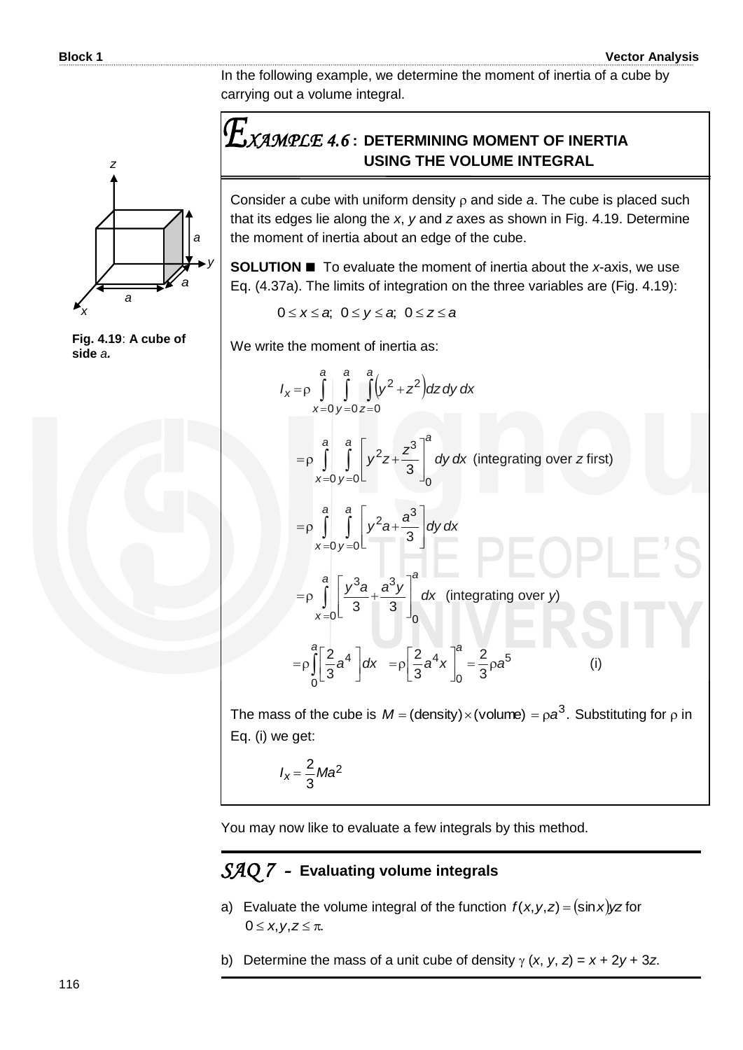In the following example, we determine the moment of inertia of a cube by carrying out a volume integral.

## *Example 4.6* : DETERMINING MOMENT OF INERTIA USING THE VOLUME INTEGRAL

Consider a cube with uniform density $\rho$ and side $a$. The cube is placed such that its edges lie along the $x$, $y$ and $z$ axes as shown in Fig. 4.19. Determine the moment of inertia about an edge of the cube.

**Fig. 4.19**: **A cube of side** ***a*****.**

**SOLUTION** ■ To evaluate the moment of inertia about the $x$-axis, we use Eq. (4.37a). The limits of integration on the three variables are (Fig. 4.19):

$$0 \le x \le a; \;\; 0 \le y \le a; \;\; 0 \le z \le a$$

We write the moment of inertia as:

$$I_x = \rho \int_{x=0}^{a} \int_{y=0}^{a} \int_{z=0}^{a} \left(y^2 + z^2\right) dz\, dy\, dx$$

$$= \rho \int_{x=0}^{a} \int_{y=0}^{a} \left[ y^2 z + \frac{z^3}{3} \right]_0^a dy\, dx \quad \text{(integrating over } z \text{ first)}$$

$$= \rho \int_{x=0}^{a} \int_{y=0}^{a} \left[ y^2 a + \frac{a^3}{3} \right] dy\, dx$$

$$= \rho \int_{x=0}^{a} \left[ \frac{y^3 a}{3} + \frac{a^3 y}{3} \right]_0^a dx \quad \text{(integrating over } y\text{)}$$

$$= \rho \int_0^a \left[ \frac{2}{3} a^4 \right] dx \quad = \rho \left[ \frac{2}{3} a^4 x \right]_0^a = \frac{2}{3} \rho a^5 \qquad \text{(i)}$$

The mass of the cube is $M = (\text{density}) \times (\text{volume}) = \rho a^3$. Substituting for $\rho$ in Eq. (i) we get:

$$I_x = \frac{2}{3} M a^2$$

You may now like to evaluate a few integrals by this method.

## *SAQ 7* - Evaluating volume integrals

a) Evaluate the volume integral of the function $f(x,y,z) = (\sin x) yz$ for $0 \le x, y, z \le \pi$.

b) Determine the mass of a unit cube of density $\gamma\,(x, y, z) = x + 2y + 3z$.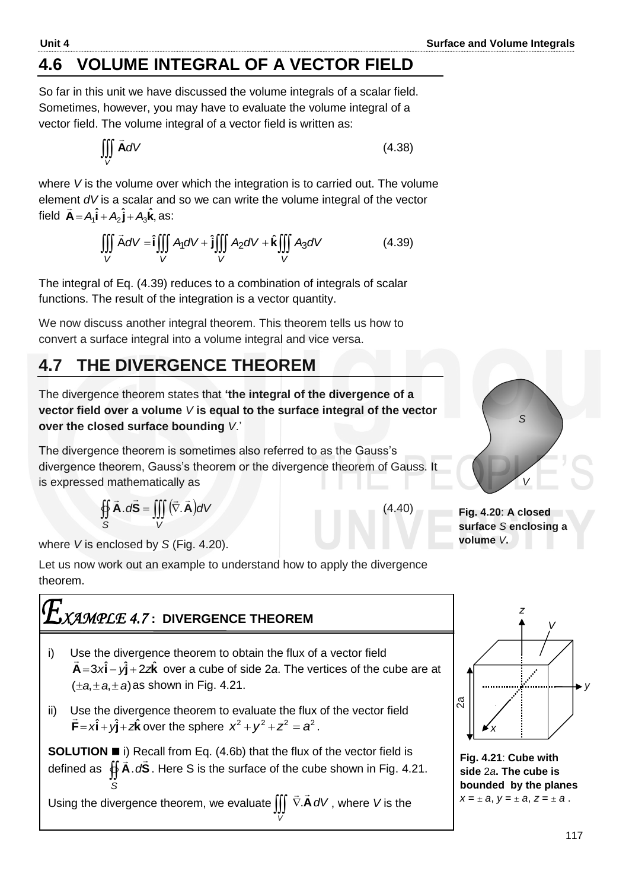## 4.6 VOLUME INTEGRAL OF A VECTOR FIELD

So far in this unit we have discussed the volume integrals of a scalar field. Sometimes, however, you may have to evaluate the volume integral of a vector field. The volume integral of a vector field is written as:

$$\iiint_V \vec{\mathbf{A}} dV \tag{4.38}$$

where $V$ is the volume over which the integration is to carried out. The volume element $dV$ is a scalar and so we can write the volume integral of the vector field $\vec{\mathbf{A}} = A_1\hat{\mathbf{i}} + A_2\hat{\mathbf{j}} + A_3\hat{\mathbf{k}}$, as:

$$\iiint_V \vec{\mathbf{A}} dV = \hat{\mathbf{i}}\iiint_V A_1 dV + \hat{\mathbf{j}}\iiint_V A_2 dV + \hat{\mathbf{k}}\iiint_V A_3 dV \tag{4.39}$$

The integral of Eq. (4.39) reduces to a combination of integrals of scalar functions. The result of the integration is a vector quantity.

We now discuss another integral theorem. This theorem tells us how to convert a surface integral into a volume integral and vice versa.

## 4.7 THE DIVERGENCE THEOREM

The divergence theorem states that **'the integral of the divergence of a vector field over a volume *V* is equal to the surface integral of the vector over the closed surface bounding *V*.'**

The divergence theorem is sometimes also referred to as the Gauss's divergence theorem, Gauss's theorem or the divergence theorem of Gauss. It is expressed mathematically as

$$\oint\!\!\oint_S \vec{\mathbf{A}}.d\vec{\mathbf{S}} = \iiint_V (\vec{\nabla}.\vec{\mathbf{A}})dV \tag{4.40}$$

where $V$ is enclosed by $S$ (Fig. 4.20).

**Fig. 4.20**: **A closed surface *S* enclosing a volume *V*.**

Let us now work out an example to understand how to apply the divergence theorem.

### *EXAMPLE 4.7*: DIVERGENCE THEOREM

i) Use the divergence theorem to obtain the flux of a vector field $\vec{\mathbf{A}} = 3x\hat{\mathbf{i}} - y\hat{\mathbf{j}} + 2z\hat{\mathbf{k}}$ over a cube of side $2a$. The vertices of the cube are at $(\pm a, \pm a, \pm a)$ as shown in Fig. 4.21.

ii) Use the divergence theorem to evaluate the flux of the vector field $\vec{\mathbf{F}} = x\hat{\mathbf{i}} + y\hat{\mathbf{j}} + z\hat{\mathbf{k}}$ over the sphere $x^2 + y^2 + z^2 = a^2$.

**SOLUTION** ■ i) Recall from Eq. (4.6b) that the flux of the vector field is defined as $\oint\!\!\oint_S \vec{\mathbf{A}}.d\vec{\mathbf{S}}$. Here S is the surface of the cube shown in Fig. 4.21.

Using the divergence theorem, we evaluate $\iiint_V \vec{\nabla}.\vec{\mathbf{A}}\,dV$, where $V$ is the

**Fig. 4.21**: **Cube with side** $2a$**. The cube is bounded by the planes** $x = \pm a$, $y = \pm a$, $z = \pm a$.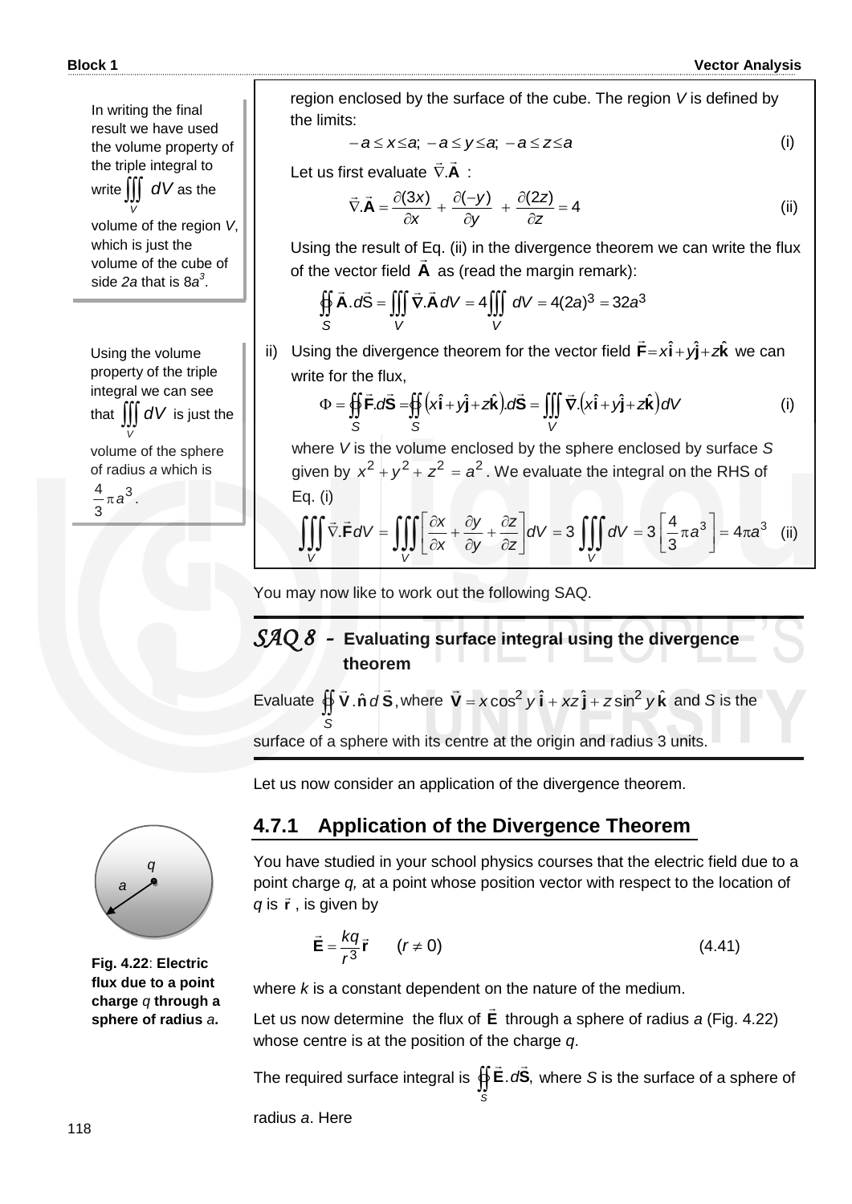region enclosed by the surface of the cube. The region $V$ is defined by the limits:

$$-a \le x \le a;\ -a \le y \le a;\ -a \le z \le a \tag{i}$$

Let us first evaluate $\vec{\nabla}.\vec{\mathbf{A}}$ :

$$\vec{\nabla}.\vec{\mathbf{A}} = \frac{\partial(3x)}{\partial x} + \frac{\partial(-y)}{\partial y} + \frac{\partial(2z)}{\partial z} = 4 \tag{ii}$$

Using the result of Eq. (ii) in the divergence theorem we can write the flux of the vector field $\vec{\mathbf{A}}$ as (read the margin remark):

$$\oiint_S \vec{\mathbf{A}}.d\vec{\mathrm{S}} = \iiint_V \vec{\nabla}.\vec{\mathbf{A}}\,dV = 4\iiint_V dV = 4(2a)^3 = 32a^3$$

In writing the final result we have used the volume property of the triple integral to write $\iiint_V dV$ as the volume of the region $V$, which is just the volume of the cube of side $2a$ that is $8a^3$.

ii) Using the divergence theorem for the vector field $\vec{\mathbf{F}} = x\hat{\mathbf{i}} + y\hat{\mathbf{j}} + z\hat{\mathbf{k}}$ we can write for the flux,

$$\Phi = \oiint_S \vec{\mathbf{F}}.d\vec{\mathbf{S}} = \oiint_S \left(x\hat{\mathbf{i}} + y\hat{\mathbf{j}} + z\hat{\mathbf{k}}\right).d\vec{\mathbf{S}} = \iiint_V \vec{\nabla}.\left(x\hat{\mathbf{i}} + y\hat{\mathbf{j}} + z\hat{\mathbf{k}}\right)dV \tag{i}$$

where $V$ is the volume enclosed by the sphere enclosed by surface $S$ given by $x^2 + y^2 + z^2 = a^2$. We evaluate the integral on the RHS of Eq. (i)

$$\iiint_V \vec{\nabla}.\vec{\mathbf{F}}dV = \iiint_V \left[\frac{\partial x}{\partial x} + \frac{\partial y}{\partial y} + \frac{\partial z}{\partial z}\right]dV = 3\iiint_V dV = 3\left[\frac{4}{3}\pi a^3\right] = 4\pi a^3 \tag{ii}$$

Using the volume property of the triple integral we can see that $\iiint_V dV$ is just the volume of the sphere of radius $a$ which is $\frac{4}{3}\pi a^3$.

You may now like to work out the following SAQ.

### *SAQ 8* - Evaluating surface integral using the divergence theorem

Evaluate $\oiint_S \vec{\mathbf{V}}.\hat{\mathbf{n}}\,d\,\vec{\mathbf{S}}$, where $\vec{\mathbf{V}} = x\cos^2 y\,\hat{\mathbf{i}} + xz\,\hat{\mathbf{j}} + z\sin^2 y\,\hat{\mathbf{k}}$ and $S$ is the surface of a sphere with its centre at the origin and radius 3 units.

Let us now consider an application of the divergence theorem.

## 4.7.1 Application of the Divergence Theorem

You have studied in your school physics courses that the electric field due to a point charge $q$, at a point whose position vector with respect to the location of $q$ is $\vec{\mathbf{r}}$, is given by

$$\vec{\mathbf{E}} = \frac{kq}{r^3}\vec{\mathbf{r}} \qquad (r \ne 0) \tag{4.41}$$

where $k$ is a constant dependent on the nature of the medium.

**Fig. 4.22**: **Electric flux due to a point charge** $q$ **through a sphere of radius** $a$**.**

Let us now determine the flux of $\vec{\mathbf{E}}$ through a sphere of radius $a$ (Fig. 4.22) whose centre is at the position of the charge $q$.

The required surface integral is $\oiint_S \vec{\mathbf{E}}.d\vec{\mathbf{S}}$, where $S$ is the surface of a sphere of radius $a$. Here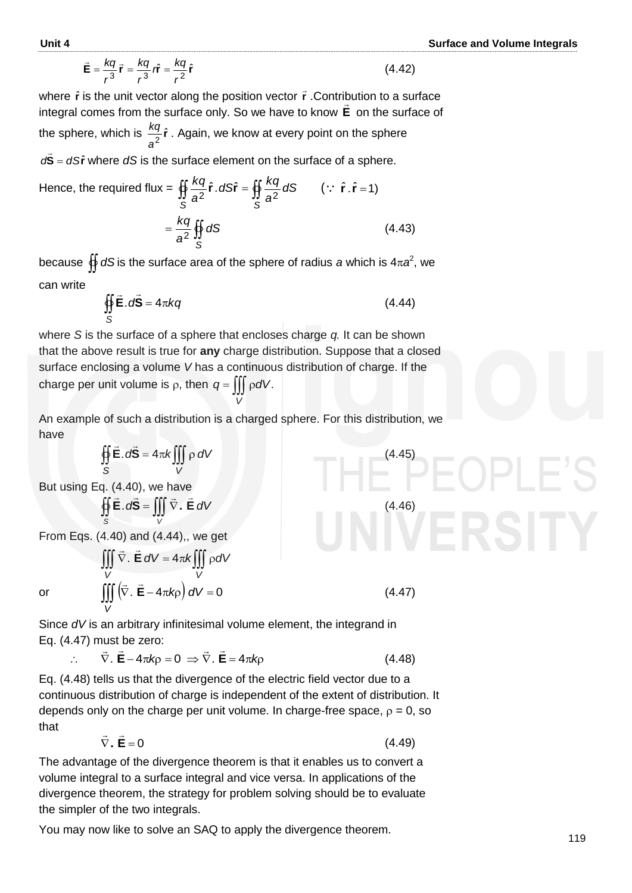$$\vec{\mathbf{E}} = \frac{kq}{r^3}\vec{\mathbf{r}} = \frac{kq}{r^3}r\hat{\mathbf{r}} = \frac{kq}{r^2}\hat{\mathbf{r}} \qquad (4.42)$$

where $\hat{\mathbf{r}}$ is the unit vector along the position vector $\vec{\mathbf{r}}$. Contribution to a surface integral comes from the surface only. So we have to know $\vec{\mathbf{E}}$ on the surface of the sphere, which is $\frac{kq}{a^2}\hat{\mathbf{r}}$. Again, we know at every point on the sphere

$d\vec{\mathbf{S}} = dS\hat{\mathbf{r}}$ where $dS$ is the surface element on the surface of a sphere.

Hence, the required flux = $\oiint_S \frac{kq}{a^2}\hat{\mathbf{r}}\,.dS\hat{\mathbf{r}} = \oiint_S \frac{kq}{a^2}dS \qquad (\because\ \hat{\mathbf{r}}\,.\,\hat{\mathbf{r}} = 1)$

$$= \frac{kq}{a^2}\oiint_S dS \qquad (4.43)$$

because $\oiint dS$ is the surface area of the sphere of radius $a$ which is $4\pi a^2$, we can write

$$\oiint_S \vec{\mathbf{E}}.d\vec{\mathbf{S}} = 4\pi kq \qquad (4.44)$$

where $S$ is the surface of a sphere that encloses charge $q$. It can be shown that the above result is true for **any** charge distribution. Suppose that a closed surface enclosing a volume $V$ has a continuous distribution of charge. If the charge per unit volume is $\rho$, then $q = \iiint_V \rho dV$.

An example of such a distribution is a charged sphere. For this distribution, we have

$$\oiint_S \vec{\mathbf{E}}.d\vec{\mathbf{S}} = 4\pi k \iiint_V \rho\, dV \qquad (4.45)$$

But using Eq. (4.40), we have

$$\oiint_S \vec{\mathbf{E}}.d\vec{\mathbf{S}} = \iiint_V \vec{\nabla}\,.\,\vec{\mathbf{E}}\,dV \qquad (4.46)$$

From Eqs. (4.40) and (4.44),, we get

$$\iiint_V \vec{\nabla}.\,\vec{\mathbf{E}}\,dV = 4\pi k \iiint_V \rho dV$$

or
$$\iiint_V \left(\vec{\nabla}.\,\vec{\mathbf{E}} - 4\pi k\rho\right) dV = 0 \qquad (4.47)$$

Since $dV$ is an arbitrary infinitesimal volume element, the integrand in Eq. (4.47) must be zero:

$$\therefore \qquad \vec{\nabla}.\,\vec{\mathbf{E}} - 4\pi k\rho = 0 \ \Rightarrow \vec{\nabla}.\,\vec{\mathbf{E}} = 4\pi k\rho \qquad (4.48)$$

Eq. (4.48) tells us that the divergence of the electric field vector due to a continuous distribution of charge is independent of the extent of distribution. It depends only on the charge per unit volume. In charge-free space, $\rho = 0$, so that

$$\vec{\nabla}\,.\,\vec{\mathbf{E}} = 0 \qquad (4.49)$$

The advantage of the divergence theorem is that it enables us to convert a volume integral to a surface integral and vice versa. In applications of the divergence theorem, the strategy for problem solving should be to evaluate the simpler of the two integrals.

You may now like to solve an SAQ to apply the divergence theorem.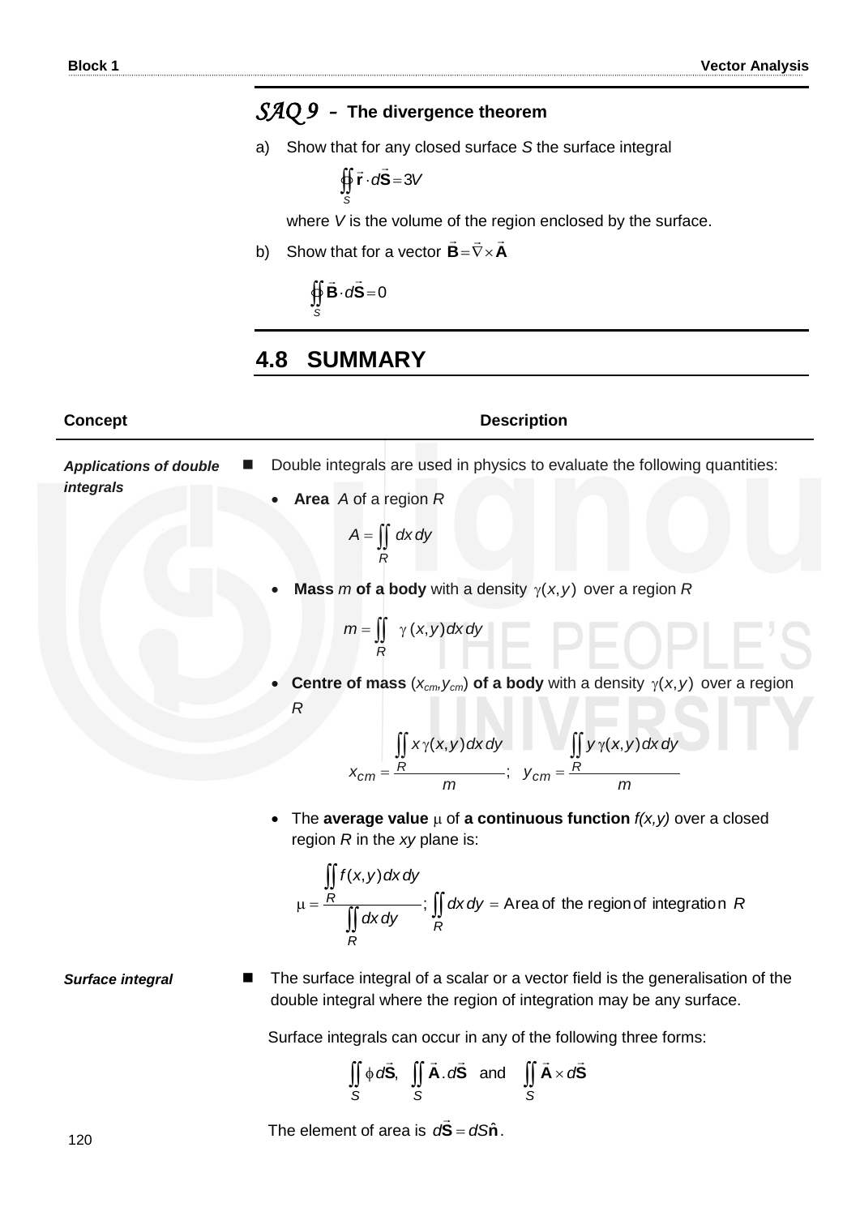## *SAQ 9* – The divergence theorem

a) Show that for any closed surface $S$ the surface integral

$$\oiint_S \vec{\mathbf{r}} \cdot d\vec{\mathbf{S}} = 3V$$

where $V$ is the volume of the region enclosed by the surface.

b) Show that for a vector $\vec{\mathbf{B}} = \vec{\nabla} \times \vec{\mathbf{A}}$

$$\oiint_S \vec{\mathbf{B}} \cdot d\vec{\mathbf{S}} = 0$$

## 4.8 SUMMARY

| Concept | Description |
|---|---|
| ***Applications of double integrals*** | Double integrals are used in physics to evaluate the following quantities:<br>• **Area** $A$ of a region $R$: $A = \iint_R dx\,dy$<br>• **Mass** $m$ **of a body** with a density $\gamma(x,y)$ over a region $R$: $m = \iint_R \gamma(x,y)\,dx\,dy$<br>• **Centre of mass** $(x_{cm}, y_{cm})$ **of a body** with a density $\gamma(x,y)$ over a region $R$: $x_{cm} = \dfrac{\iint_R x\,\gamma(x,y)\,dx\,dy}{m}; \quad y_{cm} = \dfrac{\iint_R y\,\gamma(x,y)\,dx\,dy}{m}$<br>• The **average value** $\mu$ of **a continuous function** $f(x,y)$ over a closed region $R$ in the $xy$ plane is: $\mu = \dfrac{\iint_R f(x,y)\,dx\,dy}{\iint_R dx\,dy}; \quad \iint_R dx\,dy = \text{Area of the region of integration } R$ |
| ***Surface integral*** | The surface integral of a scalar or a vector field is the generalisation of the double integral where the region of integration may be any surface.<br>Surface integrals can occur in any of the following three forms: $\iint_S \phi\, d\vec{\mathbf{S}}, \quad \iint_S \vec{\mathbf{A}} \cdot d\vec{\mathbf{S}} \quad \text{and} \quad \iint_S \vec{\mathbf{A}} \times d\vec{\mathbf{S}}$<br>The element of area is $d\vec{\mathbf{S}} = dS\,\hat{\mathbf{n}}$. |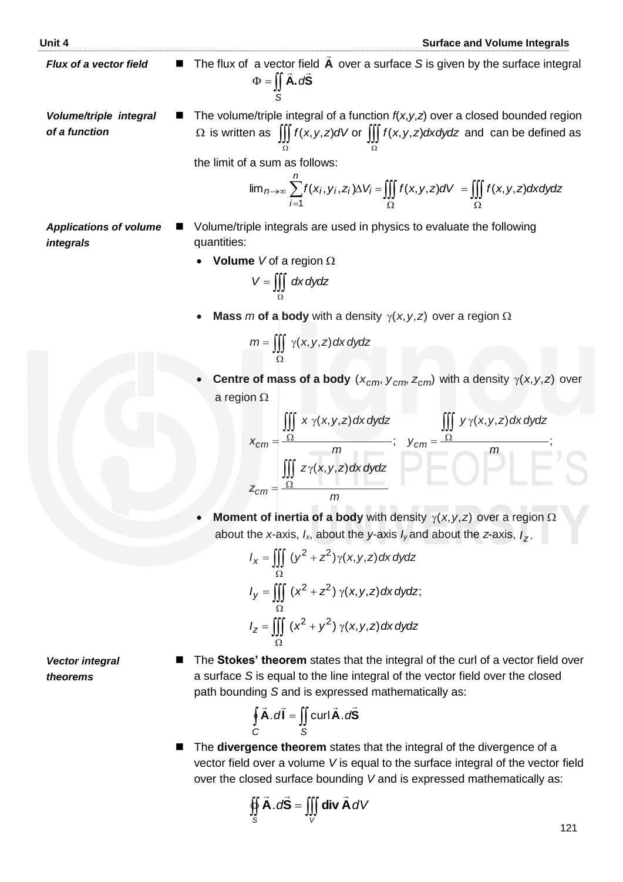***Flux of a vector field***

- The flux of a vector field $\vec{\mathbf{A}}$ over a surface *S* is given by the surface integral

$$\Phi = \iint_S \vec{\mathbf{A}}.d\vec{\mathbf{S}}$$

***Volume/triple integral of a function***

- The volume/triple integral of a function $f(x,y,z)$ over a closed bounded region $\Omega$ is written as $\iiint_\Omega f(x,y,z)dV$ or $\iiint_\Omega f(x,y,z)dxdydz$ and can be defined as the limit of a sum as follows:

$$\lim_{n\to\infty} \sum_{i=1}^{n} f(x_i, y_i, z_i)\Delta V_i = \iiint_\Omega f(x,y,z)dV = \iiint_\Omega f(x,y,z)dxdydz$$

***Applications of volume integrals***

- Volume/triple integrals are used in physics to evaluate the following quantities:
  - **Volume** *V* of a region $\Omega$

$$V = \iiint_\Omega dx\,dydz$$

  - **Mass** *m* **of a body** with a density $\gamma(x,y,z)$ over a region $\Omega$

$$m = \iiint_\Omega \gamma(x,y,z)dx\,dydz$$

  - **Centre of mass of a body** $(x_{cm}, y_{cm}, z_{cm})$ with a density $\gamma(x,y,z)$ over a region $\Omega$

$$x_{cm} = \frac{\iiint_\Omega x\,\gamma(x,y,z)dx\,dydz}{m}; \quad y_{cm} = \frac{\iiint_\Omega y\,\gamma(x,y,z)dx\,dydz}{m};$$

$$z_{cm} = \frac{\iiint_\Omega z\,\gamma(x,y,z)dx\,dydz}{m}$$

  - **Moment of inertia of a body** with density $\gamma(x,y,z)$ over a region $\Omega$ about the *x*-axis, $I_x$, about the *y*-axis $I_y$ and about the *z*-axis, $I_z$.

$$I_x = \iiint_\Omega (y^2 + z^2)\gamma(x,y,z)dx\,dydz$$

$$I_y = \iiint_\Omega (x^2 + z^2)\,\gamma(x,y,z)dx\,dydz;$$

$$I_z = \iiint_\Omega (x^2 + y^2)\,\gamma(x,y,z)dx\,dydz$$

***Vector integral theorems***

- The **Stokes' theorem** states that the integral of the curl of a vector field over a surface *S* is equal to the line integral of the vector field over the closed path bounding *S* and is expressed mathematically as:

$$\oint_C \vec{\mathbf{A}}.d\vec{\mathbf{l}} = \iint_S \text{curl}\,\vec{\mathbf{A}}.d\vec{\mathbf{S}}$$

- The **divergence theorem** states that the integral of the divergence of a vector field over a volume *V* is equal to the surface integral of the vector field over the closed surface bounding *V* and is expressed mathematically as:

$$\oiint_S \vec{\mathbf{A}}.d\vec{\mathbf{S}} = \iiint_V \mathbf{div}\,\vec{\mathbf{A}}\,dV$$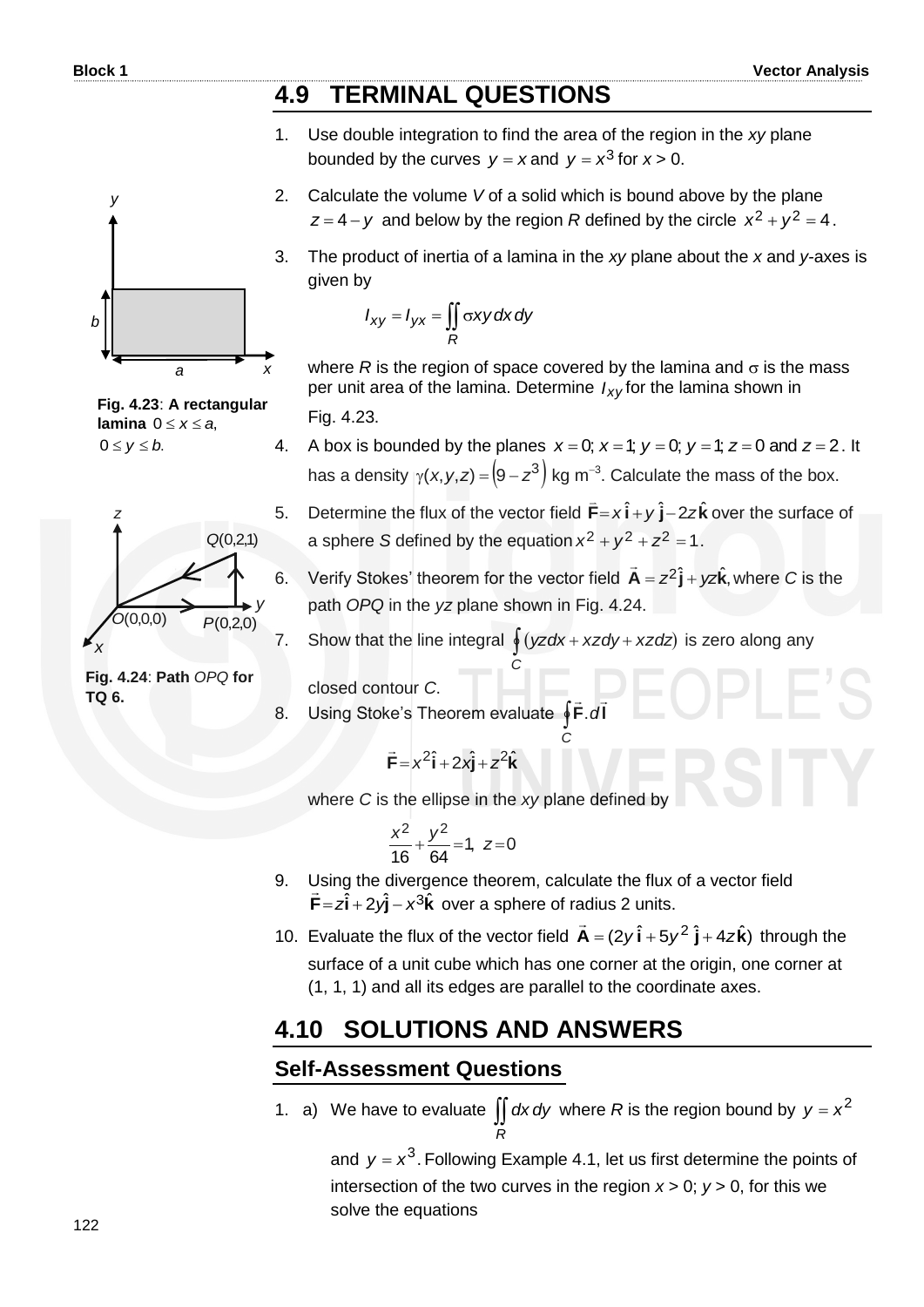## 4.9 TERMINAL QUESTIONS

1. Use double integration to find the area of the region in the *xy* plane bounded by the curves $y = x$ and $y = x^3$ for $x > 0$.

2. Calculate the volume $V$ of a solid which is bound above by the plane $z = 4 - y$ and below by the region $R$ defined by the circle $x^2 + y^2 = 4$.

3. The product of inertia of a lamina in the *xy* plane about the *x* and *y*-axes is given by

$$I_{xy} = I_{yx} = \iint_R \sigma xy\, dx\, dy$$

where $R$ is the region of space covered by the lamina and $\sigma$ is the mass per unit area of the lamina. Determine $I_{xy}$ for the lamina shown in Fig. 4.23.

**Fig. 4.23**: **A rectangular lamina** $0 \le x \le a$, $0 \le y \le b$.

4. A box is bounded by the planes $x = 0; x = 1; y = 0; y = 1; z = 0$ and $z = 2$. It has a density $\gamma(x, y, z) = \left(9 - z^3\right)$ kg m$^{-3}$. Calculate the mass of the box.

5. Determine the flux of the vector field $\vec{\mathbf{F}} = x\,\hat{\mathbf{i}} + y\,\hat{\mathbf{j}} - 2z\,\hat{\mathbf{k}}$ over the surface of a sphere $S$ defined by the equation $x^2 + y^2 + z^2 = 1$.

6. Verify Stokes' theorem for the vector field $\vec{\mathbf{A}} = z^2\hat{\mathbf{j}} + yz\hat{\mathbf{k}}$, where $C$ is the path *OPQ* in the *yz* plane shown in Fig. 4.24.

**Fig. 4.24**: **Path** *OPQ* **for TQ 6.**

7. Show that the line integral $\oint_C (yzdx + xzdy + xzdz)$ is zero along any closed contour $C$.

8. Using Stoke's Theorem evaluate $\oint_C \vec{\mathbf{F}}.d\vec{\mathbf{l}}$

$$\vec{\mathbf{F}} = x^2\hat{\mathbf{i}} + 2x\hat{\mathbf{j}} + z^2\hat{\mathbf{k}}$$

where $C$ is the ellipse in the *xy* plane defined by

$$\frac{x^2}{16} + \frac{y^2}{64} = 1,\; z = 0$$

9. Using the divergence theorem, calculate the flux of a vector field $\vec{\mathbf{F}} = z\hat{\mathbf{i}} + 2y\hat{\mathbf{j}} - x^3\hat{\mathbf{k}}$ over a sphere of radius 2 units.

10. Evaluate the flux of the vector field $\vec{\mathbf{A}} = (2y\,\hat{\mathbf{i}} + 5y^2\,\hat{\mathbf{j}} + 4z\hat{\mathbf{k}})$ through the surface of a unit cube which has one corner at the origin, one corner at (1, 1, 1) and all its edges are parallel to the coordinate axes.

## 4.10 SOLUTIONS AND ANSWERS

### Self-Assessment Questions

1. a) We have to evaluate $\iint_R dx\, dy$ where $R$ is the region bound by $y = x^2$ and $y = x^3$. Following Example 4.1, let us first determine the points of intersection of the two curves in the region $x > 0$; $y > 0$, for this we solve the equations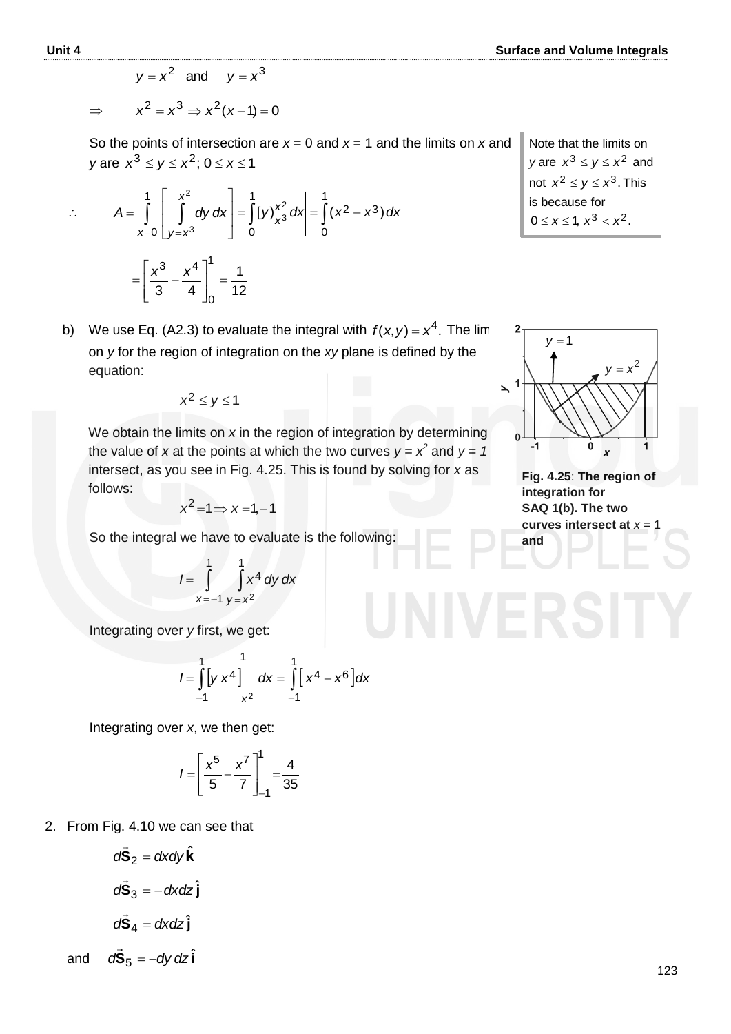$$y = x^2 \quad \text{and} \quad y = x^3$$

$$\Rightarrow \quad x^2 = x^3 \Rightarrow x^2(x-1) = 0$$

So the points of intersection are $x = 0$ and $x = 1$ and the limits on $x$ and $y$ are $x^3 \le y \le x^2$; $0 \le x \le 1$

Note that the limits on $y$ are $x^3 \le y \le x^2$ and not $x^2 \le y \le x^3$. This is because for $0 \le x \le 1,\ x^3 < x^2$.

$$\therefore \quad A = \int_{x=0}^{1} \left[ \int_{y=x^3}^{x^2} dy\, dx \right] = \int_0^1 [y]_{x^3}^{x^2} dx \Bigg| = \int_0^1 (x^2 - x^3)\, dx$$

$$= \left[ \frac{x^3}{3} - \frac{x^4}{4} \right]_0^1 = \frac{1}{12}$$

b) We use Eq. (A2.3) to evaluate the integral with $f(x,y) = x^4$. The limits on $y$ for the region of integration on the $xy$ plane is defined by the equation:

$$x^2 \le y \le 1$$

We obtain the limits on $x$ in the region of integration by determining the value of $x$ at the points at which the two curves $y = x^2$ and $y = 1$ intersect, as you see in Fig. 4.25. This is found by solving for $x$ as follows:

$$x^2 = 1 \Rightarrow x = 1, -1$$

So the integral we have to evaluate is the following:

$$I = \int_{x=-1}^{1} \int_{y=x^2}^{1} x^4\, dy\, dx$$

Integrating over $y$ first, we get:

$$I = \int_{-1}^{1} \left[ y\, x^4 \right]_{x^2}^{1} dx = \int_{-1}^{1} \left[ x^4 - x^6 \right] dx$$

Integrating over $x$, we then get:

$$I = \left[ \frac{x^5}{5} - \frac{x^7}{7} \right]_{-1}^{1} = \frac{4}{35}$$

**Fig. 4.25**: **The region of integration for SAQ 1(b). The two curves intersect at $x = 1$ and**

2. From Fig. 4.10 we can see that

$$d\vec{\mathbf{S}}_2 = dx dy\, \hat{\mathbf{k}}$$

$$d\vec{\mathbf{S}}_3 = -dx dz\, \hat{\mathbf{j}}$$

$$d\vec{\mathbf{S}}_4 = dx dz\, \hat{\mathbf{j}}$$

and $\quad d\vec{\mathbf{S}}_5 = -dy\, dz\, \hat{\mathbf{i}}$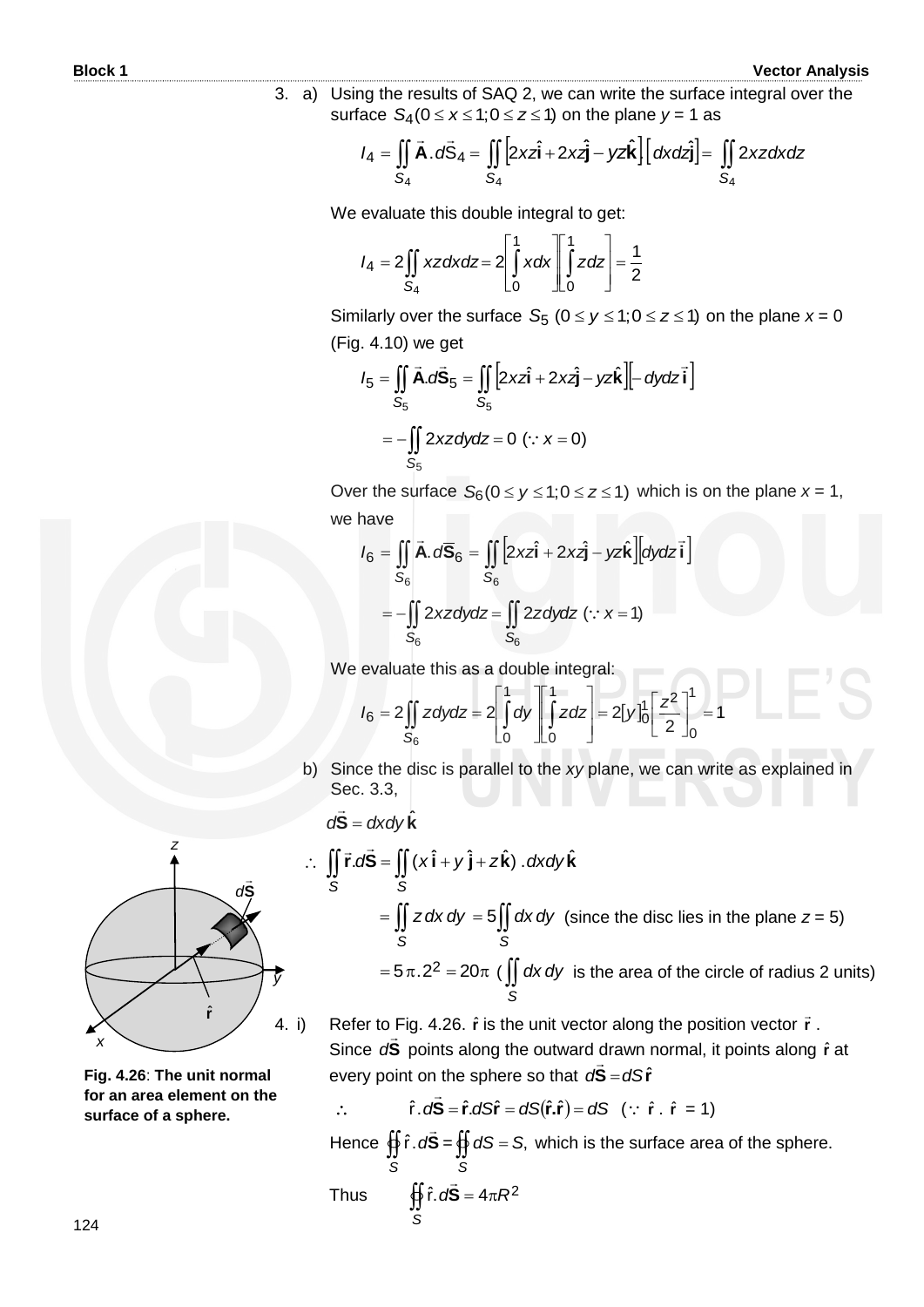3. a) Using the results of SAQ 2, we can write the surface integral over the surface $S_4 (0 \le x \le 1; 0 \le z \le 1)$ on the plane $y = 1$ as

$$I_4 = \iint_{S_4} \vec{\mathbf{A}} . d\vec{S}_4 = \iint_{S_4} \left[2xz\hat{\mathbf{i}} + 2xz\hat{\mathbf{j}} - yz\hat{\mathbf{k}}\right]\left[dxdz\hat{\mathbf{j}}\right] = \iint_{S_4} 2xzdxdz$$

We evaluate this double integral to get:

$$I_4 = 2\iint_{S_4} xzdxdz = 2\left[\int_0^1 xdx\right]\left[\int_0^1 zdz\right] = \frac{1}{2}$$

Similarly over the surface $S_5$ $(0 \le y \le 1; 0 \le z \le 1)$ on the plane $x = 0$ (Fig. 4.10) we get

$$I_5 = \iint_{S_5} \vec{\mathbf{A}} . d\vec{\mathbf{S}}_5 = \iint_{S_5} \left[2xz\hat{\mathbf{i}} + 2xz\hat{\mathbf{j}} - yz\hat{\mathbf{k}}\right]\left[-dydz\,\vec{\mathbf{i}}\right]$$

$$= -\iint_{S_5} 2xzdydz = 0 \;\; (\because x = 0)$$

Over the surface $S_6 (0 \le y \le 1; 0 \le z \le 1)$ which is on the plane $x = 1$, we have

$$I_6 = \iint_{S_6} \vec{\mathbf{A}} . d\vec{\mathbf{S}}_6 = \iint_{S_6} \left[2xz\hat{\mathbf{i}} + 2xz\hat{\mathbf{j}} - yz\hat{\mathbf{k}}\right]\left[dydz\,\vec{\mathbf{i}}\right]$$

$$= -\iint_{S_6} 2xzdydz = \iint_{S_6} 2zdydz \;\; (\because x = 1)$$

We evaluate this as a double integral:

$$I_6 = 2\iint_{S_6} zdydz = 2\left[\int_0^1 dy\right]\left[\int_0^1 zdz\right] = 2[y]_0^1\left[\frac{z^2}{2}\right]_0^1 = 1$$

b) Since the disc is parallel to the $xy$ plane, we can write as explained in Sec. 3.3,

$$d\vec{\mathbf{S}} = dxdy\,\hat{\mathbf{k}}$$

$$\therefore \iint_S \vec{\mathbf{r}} . d\vec{\mathbf{S}} = \iint_S (x\,\hat{\mathbf{i}} + y\,\hat{\mathbf{j}} + z\,\hat{\mathbf{k}})\,.dxdy\,\hat{\mathbf{k}}$$

$$= \iint_S z\,dx\,dy = 5\iint_S dx\,dy \;\; \text{(since the disc lies in the plane } z = 5\text{)}$$

$$= 5\pi . 2^2 = 20\pi \;\; \left(\iint_S dx\,dy \text{ is the area of the circle of radius 2 units}\right)$$

4. i) Refer to Fig. 4.26. $\hat{\mathbf{r}}$ is the unit vector along the position vector $\vec{\mathbf{r}}$. Since $d\vec{\mathbf{S}}$ points along the outward drawn normal, it points along $\hat{\mathbf{r}}$ at every point on the sphere so that $d\vec{\mathbf{S}} = dS\,\hat{\mathbf{r}}$

$$\therefore \quad \hat{\mathrm{r}} . d\vec{\mathbf{S}} = \hat{\mathbf{r}} . dS\hat{\mathbf{r}} = dS(\hat{\mathbf{r}} . \hat{\mathbf{r}}) = dS \;\; (\because \hat{\mathbf{r}} . \hat{\mathbf{r}} = 1)$$

Hence $\oint\!\!\oint_S \hat{\mathrm{r}} . d\vec{\mathbf{S}} = \oint\!\!\oint_S dS = S,$ which is the surface area of the sphere.

Thus $\quad \oint\!\!\oint_S \hat{\mathrm{r}} . d\vec{\mathbf{S}} = 4\pi R^2$

**Fig. 4.26**: **The unit normal for an area element on the surface of a sphere.**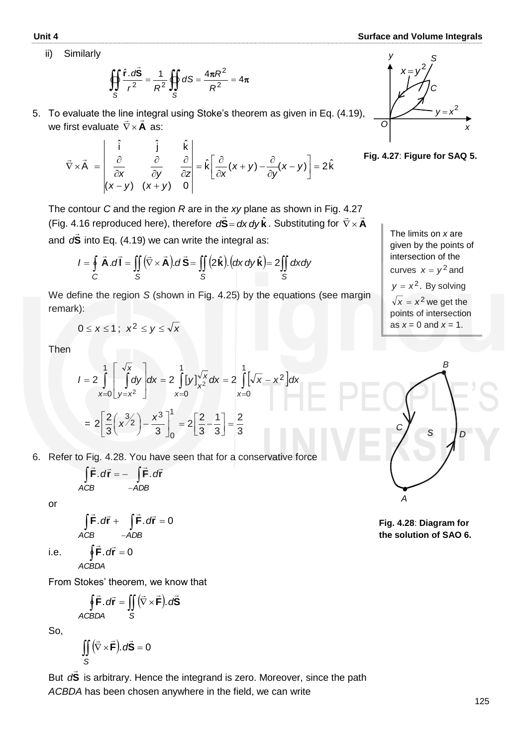ii) Similarly

$$\oiint_S \frac{\hat{\mathbf{r}}.d\vec{\mathbf{S}}}{r^2} = \frac{1}{R^2}\oiint_S dS = \frac{4\pi R^2}{R^2} = 4\pi$$

5. To evaluate the line integral using Stoke's theorem as given in Eq. (4.19), we first evaluate $\vec{\nabla} \times \vec{\mathbf{A}}$ as:

$$\vec{\nabla} \times \vec{A} = \begin{vmatrix} \hat{i} & \hat{j} & \hat{k} \\ \frac{\partial}{\partial x} & \frac{\partial}{\partial y} & \frac{\partial}{\partial z} \\ (x-y) & (x+y) & 0 \end{vmatrix} = \hat{k}\left[\frac{\partial}{\partial x}(x+y) - \frac{\partial}{\partial y}(x-y)\right] = 2\hat{k}$$

Fig. 4.27: Figure for SAQ 5.

The contour $C$ and the region $R$ are in the $xy$ plane as shown in Fig. 4.27 (Fig. 4.16 reproduced here), therefore $d\vec{\mathbf{S}} = dx\,dy\,\hat{\mathbf{k}}$. Substituting for $\vec{\nabla} \times \vec{\mathbf{A}}$ and $d\vec{\mathbf{S}}$ into Eq. (4.19) we can write the integral as:

$$I = \oint_C \vec{\mathbf{A}}.d\vec{\mathbf{l}} = \iint_S (\vec{\nabla} \times \vec{\mathbf{A}}).d\vec{\mathbf{S}} = \iint_S (2\hat{\mathbf{k}}).(dx\,dy\,\hat{\mathbf{k}}) = 2\iint_S dxdy$$

We define the region $S$ (shown in Fig. 4.25) by the equations (see margin remark):

$$0 \le x \le 1; \; x^2 \le y \le \sqrt{x}$$

The limits on $x$ are given by the points of intersection of the curves $x = y^2$ and $y = x^2$. By solving $\sqrt{x} = x^2$ we get the points of intersection as $x = 0$ and $x = 1$.

Then

$$I = 2\int_{x=0}^{1}\left[\int_{y=x^2}^{\sqrt{x}} dy\right]dx = 2\int_{x=0}^{1}[y]_{x^2}^{\sqrt{x}}dx = 2\int_{x=0}^{1}\left[\sqrt{x} - x^2\right]dx$$

$$= 2\left[\frac{2}{3}\left(x^{3/2}\right) - \frac{x^3}{3}\right]_0^1 = 2\left[\frac{2}{3} - \frac{1}{3}\right] = \frac{2}{3}$$

6. Refer to Fig. 4.28. You have seen that for a conservative force

$$\int_{ACB} \vec{\mathbf{F}}.d\vec{\mathbf{r}} = -\int_{-ADB} \vec{\mathbf{F}}.d\vec{\mathbf{r}}$$

or

$$\int_{ACB} \vec{\mathbf{F}}.d\vec{\mathbf{r}} + \int_{-ADB} \vec{\mathbf{F}}.d\vec{\mathbf{r}} = 0$$

i.e. $$\oint_{ACBDA} \vec{\mathbf{F}}.d\vec{\mathbf{r}} = 0$$

Fig. 4.28: Diagram for the solution of SAO 6.

From Stokes' theorem, we know that

$$\oint_{ACBDA} \vec{\mathbf{F}}.d\vec{\mathbf{r}} = \iint_S (\vec{\nabla} \times \vec{\mathbf{F}}).d\vec{\mathbf{S}}$$

So,

$$\iint_S (\vec{\nabla} \times \vec{\mathbf{F}}).d\vec{\mathbf{S}} = 0$$

But $d\vec{\mathbf{S}}$ is arbitrary. Hence the integrand is zero. Moreover, since the path $ACBDA$ has been chosen anywhere in the field, we can write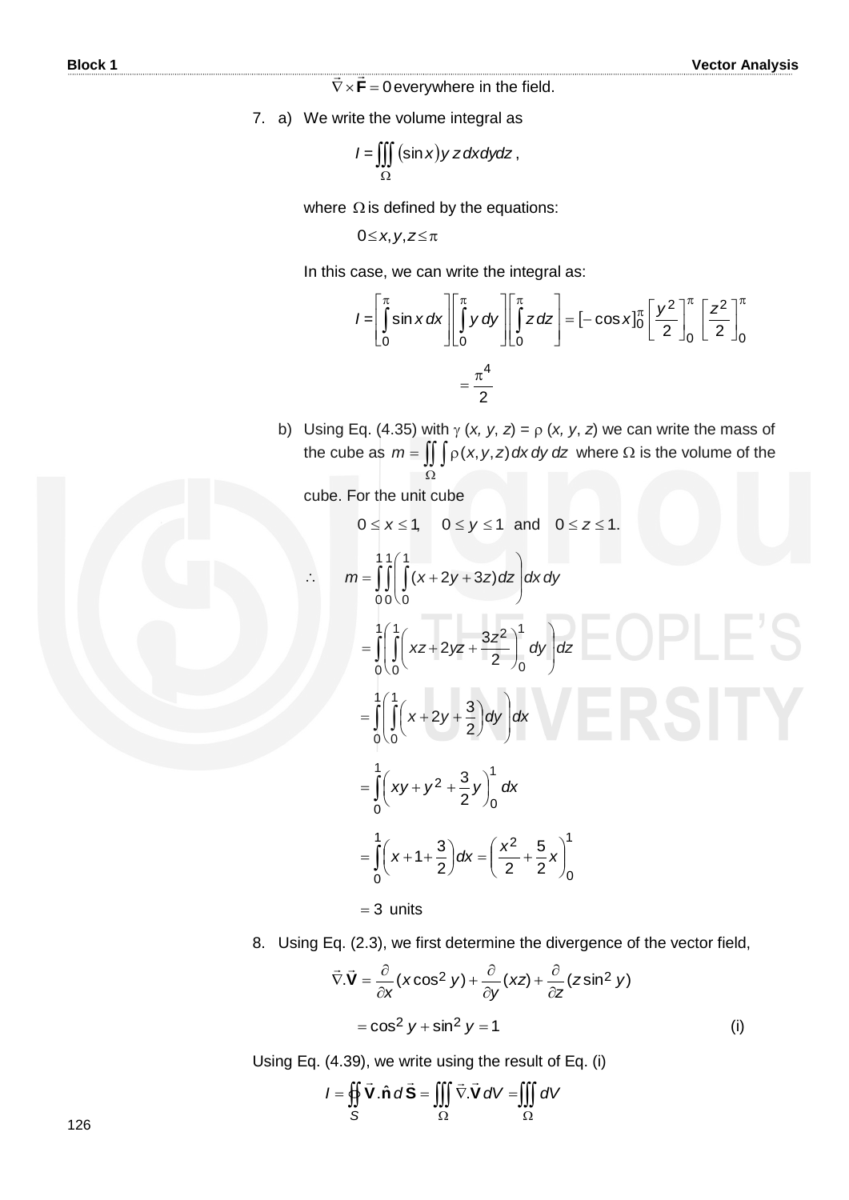$\vec{\nabla} \times \vec{\mathbf{F}} = 0$ everywhere in the field.

7. a) We write the volume integral as

$$I = \iiint_{\Omega} (\sin x) y\, z\, dx dy dz\,,$$

where $\Omega$ is defined by the equations:

$$0 \le x, y, z \le \pi$$

In this case, we can write the integral as:

$$I = \left[\int_0^{\pi} \sin x\, dx\right]\left[\int_0^{\pi} y\, dy\right]\left[\int_0^{\pi} z\, dz\right] = [-\cos x]_0^{\pi} \left[\frac{y^2}{2}\right]_0^{\pi} \left[\frac{z^2}{2}\right]_0^{\pi}$$

$$= \frac{\pi^4}{2}$$

b) Using Eq. (4.35) with $\gamma\ (x, y, z) = \rho\ (x, y, z)$ we can write the mass of the cube as $m = \iint_{\Omega}\int \rho(x, y, z)\, dx\, dy\, dz$ where $\Omega$ is the volume of the cube. For the unit cube

$$0 \le x \le 1, \quad 0 \le y \le 1 \text{ and } 0 \le z \le 1.$$

$$\therefore \quad m = \int_0^1\int_0^1\left(\int_0^1 (x + 2y + 3z)dz\right)dx\, dy$$

$$= \int_0^1\left(\int_0^1\left(xz + 2yz + \frac{3z^2}{2}\right)_0^1 dy\right)dz$$

$$= \int_0^1\left(\int_0^1\left(x + 2y + \frac{3}{2}\right)dy\right)dx$$

$$= \int_0^1\left(xy + y^2 + \frac{3}{2}y\right)_0^1 dx$$

$$= \int_0^1\left(x + 1 + \frac{3}{2}\right)dx = \left(\frac{x^2}{2} + \frac{5}{2}x\right)_0^1$$

$$= 3 \text{ units}$$

8. Using Eq. (2.3), we first determine the divergence of the vector field,

$$\vec{\nabla}.\vec{\mathbf{V}} = \frac{\partial}{\partial x}(x\cos^2 y) + \frac{\partial}{\partial y}(xz) + \frac{\partial}{\partial z}(z\sin^2 y)$$

$$= \cos^2 y + \sin^2 y = 1 \qquad \text{(i)}$$

Using Eq. (4.39), we write using the result of Eq. (i)

$$I = \oiint_S \vec{\mathbf{V}}.\hat{\mathbf{n}}\, d\vec{\mathbf{S}} = \iiint_{\Omega} \vec{\nabla}.\vec{\mathbf{V}}\, dV = \iiint_{\Omega} dV$$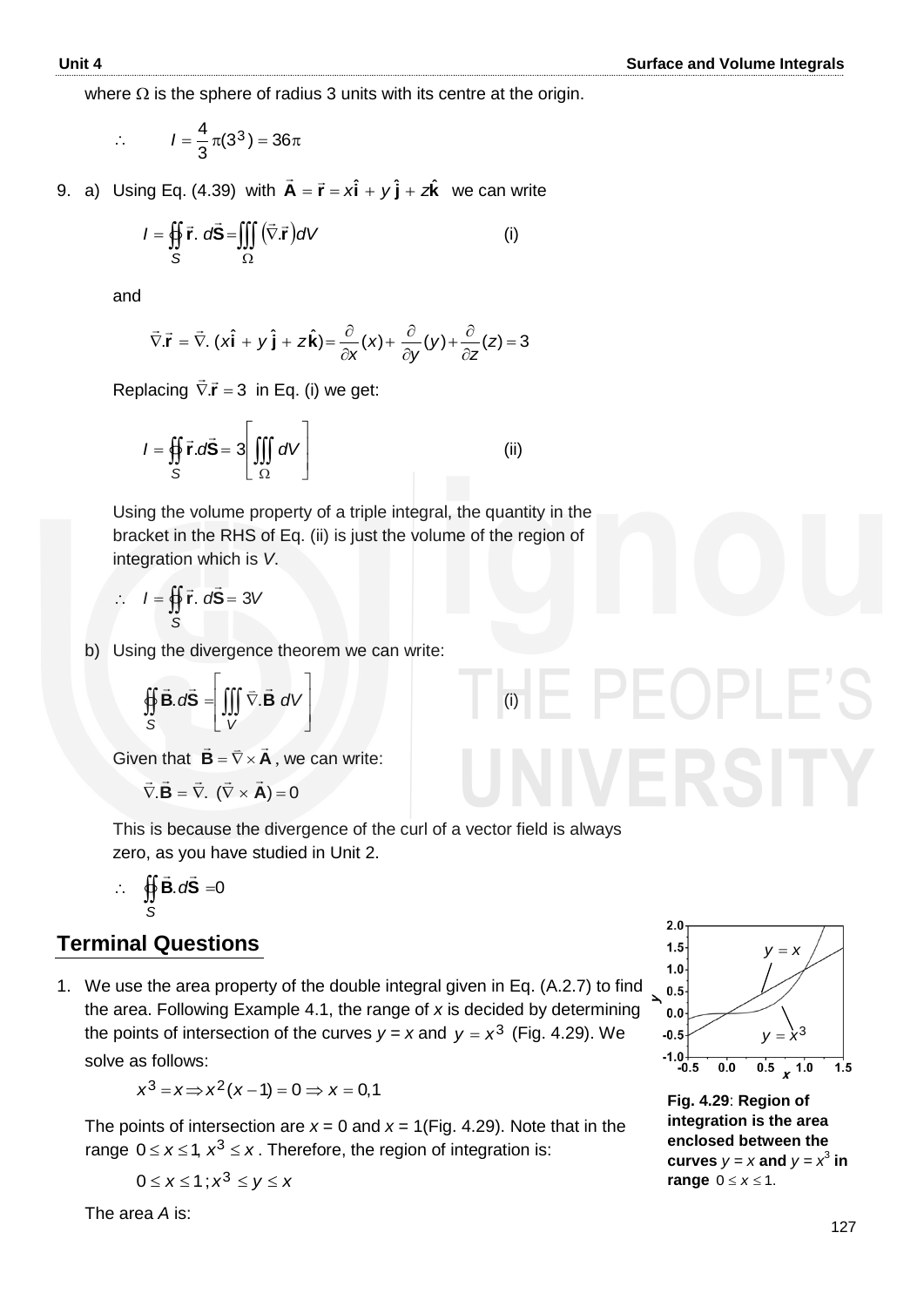where $\Omega$ is the sphere of radius 3 units with its centre at the origin.

$$\therefore \qquad I = \frac{4}{3}\pi(3^3) = 36\pi$$

9. a) Using Eq. (4.39) with $\vec{\mathbf{A}} = \vec{\mathbf{r}} = x\hat{\mathbf{i}} + y\,\hat{\mathbf{j}} + z\hat{\mathbf{k}}$ we can write

$$I = \oiint_S \vec{\mathbf{r}}.\, d\vec{\mathbf{S}} = \iiint_\Omega \left(\vec{\nabla}.\vec{\mathbf{r}}\right) dV \qquad \text{(i)}$$

and

$$\vec{\nabla}.\vec{\mathbf{r}} = \vec{\nabla}.\,(x\hat{\mathbf{i}} + y\,\hat{\mathbf{j}} + z\,\hat{\mathbf{k}}) = \frac{\partial}{\partial x}(x) + \frac{\partial}{\partial y}(y) + \frac{\partial}{\partial z}(z) = 3$$

Replacing $\vec{\nabla}.\vec{\mathbf{r}} = 3$ in Eq. (i) we get:

$$I = \oiint_S \vec{\mathbf{r}}.d\vec{\mathbf{S}} = 3\left[\iiint_\Omega dV\right] \qquad \text{(ii)}$$

Using the volume property of a triple integral, the quantity in the bracket in the RHS of Eq. (ii) is just the volume of the region of integration which is $V$.

$$\therefore \quad I = \oiint_S \vec{\mathbf{r}}.\, d\vec{\mathbf{S}} = 3V$$

b) Using the divergence theorem we can write:

$$\oiint_S \vec{\mathbf{B}}.d\vec{\mathbf{S}} = \left[\iiint_V \vec{\nabla}.\vec{\mathbf{B}}\; dV\right] \qquad \text{(i)}$$

Given that $\vec{\mathbf{B}} = \vec{\nabla} \times \vec{\mathbf{A}}$, we can write:

$$\vec{\nabla}.\vec{\mathbf{B}} = \vec{\nabla}.\;(\vec{\nabla} \times \vec{\mathbf{A}}) = 0$$

This is because the divergence of the curl of a vector field is always zero, as you have studied in Unit 2.

$$\therefore \quad \oiint_S \vec{\mathbf{B}}.d\vec{\mathbf{S}} = 0$$

## Terminal Questions

1. We use the area property of the double integral given in Eq. (A.2.7) to find the area. Following Example 4.1, the range of $x$ is decided by determining the points of intersection of the curves $y = x$ and $y = x^3$ (Fig. 4.29). We solve as follows:

$$x^3 = x \Rightarrow x^2(x-1) = 0 \Rightarrow x = 0,1$$

The points of intersection are $x = 0$ and $x = 1$(Fig. 4.29). Note that in the range $0 \le x \le 1$, $x^3 \le x$. Therefore, the region of integration is:

$$0 \le x \le 1\,;\, x^3 \le y \le x$$

The area $A$ is:

**Fig. 4.29**: **Region of integration is the area enclosed between the curves $y = x$ and $y = x^3$ in range $0 \le x \le 1$.**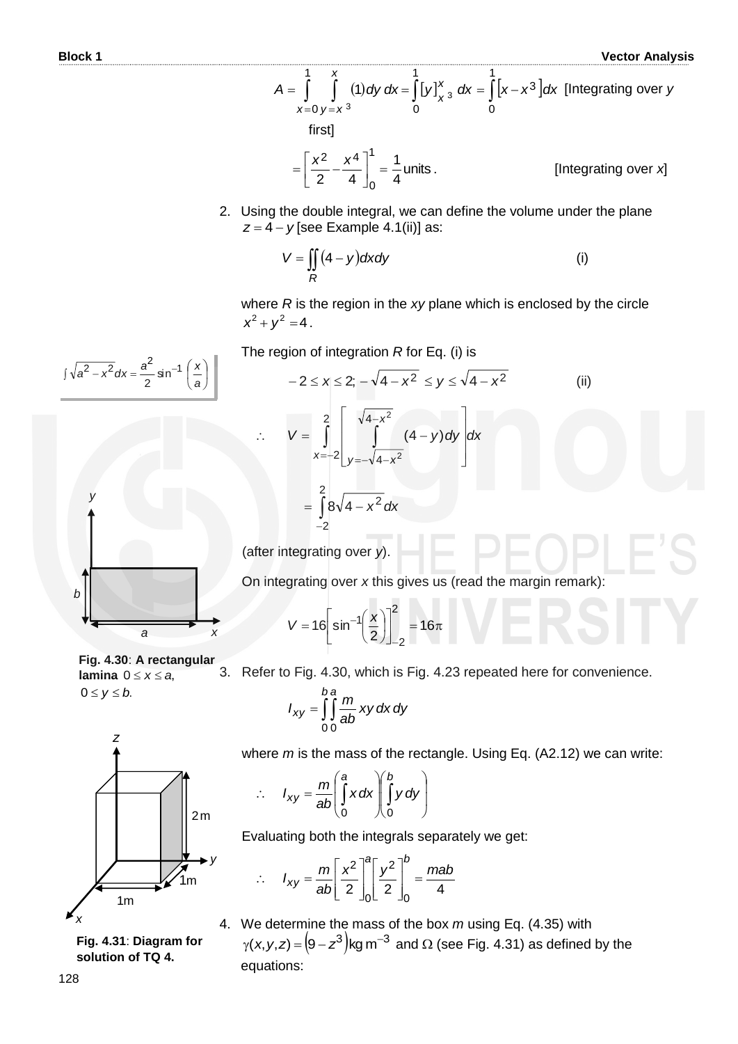$$A = \int_{x=0}^{1} \int_{y=x^3}^{x} (1) dy\, dx = \int_0^1 [y]_{x^3}^{x}\, dx = \int_0^1 \left[x - x^3\right] dx$$ [Integrating over $y$ first]

$$= \left[\frac{x^2}{2} - \frac{x^4}{4}\right]_0^1 = \frac{1}{4} \text{units}.$$ [Integrating over $x$]

2. Using the double integral, we can define the volume under the plane $z = 4 - y$ [see Example 4.1(ii)] as:

$$V = \iint_R (4 - y) dx dy \qquad \text{(i)}$$

where $R$ is the region in the $xy$ plane which is enclosed by the circle $x^2 + y^2 = 4$.

The region of integration $R$ for Eq. (i) is

$$-2 \le x \le 2; -\sqrt{4 - x^2} \le y \le \sqrt{4 - x^2} \qquad \text{(ii)}$$

$$\therefore \quad V = \int_{x=-2}^{2} \left[ \int_{y=-\sqrt{4-x^2}}^{\sqrt{4-x^2}} (4 - y) dy \right] dx$$

$$= \int_{-2}^{2} 8\sqrt{4 - x^2} dx$$

(after integrating over $y$).

On integrating over $x$ this gives us (read the margin remark):

$$\int \sqrt{a^2 - x^2} dx = \frac{a^2}{2} \sin^{-1}\left(\frac{x}{a}\right)$$

$$V = 16\left[\sin^{-1}\left(\frac{x}{2}\right)\right]_{-2}^{2} = 16\pi$$

3. Refer to Fig. 4.30, which is Fig. 4.23 repeated here for convenience.

**Fig. 4.30**: **A rectangular lamina** $0 \le x \le a$, $0 \le y \le b$.

$$I_{xy} = \int_0^b \int_0^a \frac{m}{ab} xy\, dx\, dy$$

where $m$ is the mass of the rectangle. Using Eq. (A2.12) we can write:

$$\therefore \quad I_{xy} = \frac{m}{ab}\left(\int_0^a x\, dx\right)\left(\int_0^b y\, dy\right)$$

Evaluating both the integrals separately we get:

$$\therefore \quad I_{xy} = \frac{m}{ab}\left[\frac{x^2}{2}\right]_0^a \left[\frac{y^2}{2}\right]_0^b = \frac{mab}{4}$$

4. We determine the mass of the box $m$ using Eq. (4.35) with $\gamma(x, y, z) = \left(9 - z^3\right) \text{kg m}^{-3}$ and $\Omega$ (see Fig. 4.31) as defined by the equations:

**Fig. 4.31**: **Diagram for solution of TQ 4.**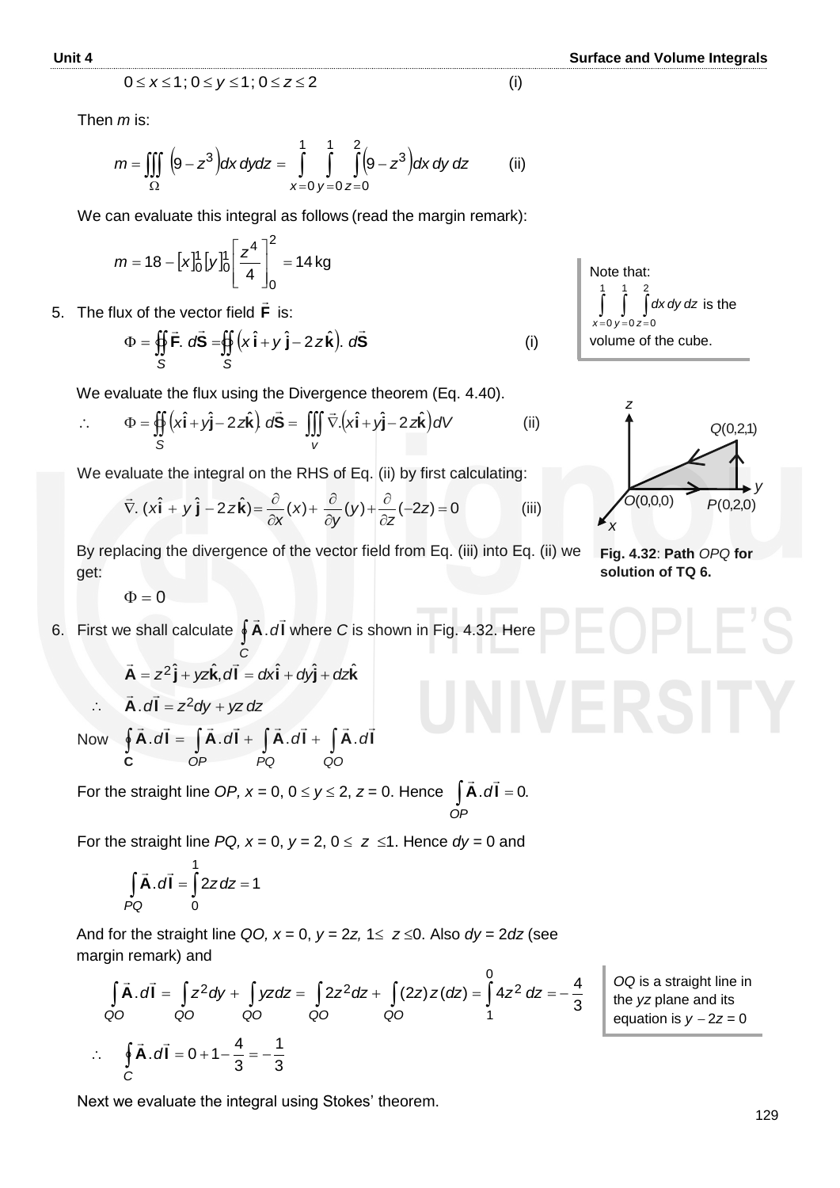$$0 \le x \le 1;\ 0 \le y \le 1;\ 0 \le z \le 2 \qquad \text{(i)}$$

Then $m$ is:

$$m = \iiint_{\Omega} \left(9 - z^3\right) dx\,dy dz = \int_{x=0}^{1} \int_{y=0}^{1} \int_{z=0}^{2} \left(9 - z^3\right) dx\,dy\,dz \qquad \text{(ii)}$$

We can evaluate this integral as follows (read the margin remark):

$$m = 18 - [x]_0^1 [y]_0^1 \left[\frac{z^4}{4}\right]_0^2 = 14\,\text{kg}$$

Note that: $\int_{x=0}^{1} \int_{y=0}^{1} \int_{z=0}^{2} dx\,dy\,dz$ is the volume of the cube.

5. The flux of the vector field $\vec{\mathbf{F}}$ is:

$$\Phi = \oiint_S \vec{\mathbf{F}}.\, d\vec{\mathbf{S}} = \oiint_S \left(x\,\hat{\mathbf{i}} + y\,\hat{\mathbf{j}} - 2z\,\hat{\mathbf{k}}\right).\, d\vec{\mathbf{S}} \qquad \text{(i)}$$

We evaluate the flux using the Divergence theorem (Eq. 4.40).

$$\therefore \quad \Phi = \oiint_S \left(x\hat{\mathbf{i}} + y\hat{\mathbf{j}} - 2z\hat{\mathbf{k}}\right).\, d\vec{\mathbf{S}} = \iiint_V \vec{\nabla}.\left(x\hat{\mathbf{i}} + y\hat{\mathbf{j}} - 2z\hat{\mathbf{k}}\right) dV \qquad \text{(ii)}$$

We evaluate the integral on the RHS of Eq. (ii) by first calculating:

$$\vec{\nabla}.\,(x\,\hat{\mathbf{i}} + y\,\hat{\mathbf{j}} - 2z\,\hat{\mathbf{k}}) = \frac{\partial}{\partial x}(x) + \frac{\partial}{\partial y}(y) + \frac{\partial}{\partial z}(-2z) = 0 \qquad \text{(iii)}$$

By replacing the divergence of the vector field from Eq. (iii) into Eq. (ii) we get:

$$\Phi = 0$$

**Fig. 4.32**: **Path** *OPQ* **for solution of TQ 6.**

6. First we shall calculate $\oint_C \vec{\mathbf{A}}.d\vec{\mathbf{l}}$ where $C$ is shown in Fig. 4.32. Here

$$\vec{\mathbf{A}} = z^2\hat{\mathbf{j}} + yz\hat{\mathbf{k}}, d\vec{\mathbf{l}} = dx\hat{\mathbf{i}} + dy\hat{\mathbf{j}} + dz\hat{\mathbf{k}}$$

$$\therefore \quad \vec{\mathbf{A}}.d\vec{\mathbf{l}} = z^2 dy + yz\,dz$$

Now $$\oint_{\mathbf{C}} \vec{\mathbf{A}}.d\vec{\mathbf{l}} = \int_{OP} \vec{\mathbf{A}}.d\vec{\mathbf{l}} + \int_{PQ} \vec{\mathbf{A}}.d\vec{\mathbf{l}} + \int_{QO} \vec{\mathbf{A}}.d\vec{\mathbf{l}}$$

For the straight line *OP*, $x = 0$, $0 \le y \le 2$, $z = 0$. Hence $\int_{OP} \vec{\mathbf{A}}.d\vec{\mathbf{l}} = 0.$

For the straight line *PQ*, $x = 0$, $y = 2$, $0 \le z \le 1$. Hence $dy = 0$ and

$$\int_{PQ} \vec{\mathbf{A}}.d\vec{\mathbf{l}} = \int_0^1 2z\,dz = 1$$

And for the straight line *QO*, $x = 0$, $y = 2z$, $1 \le z \le 0$. Also $dy = 2dz$ (see margin remark) and

$$\int_{QO} \vec{\mathbf{A}}.d\vec{\mathbf{l}} = \int_{QO} z^2 dy + \int_{QO} yz dz = \int_{QO} 2z^2 dz + \int_{QO} (2z)\,z\,(dz) = \int_1^0 4z^2\,dz = -\frac{4}{3}$$

*OQ* is a straight line in the *yz* plane and its equation is $y - 2z = 0$

$$\therefore \quad \oint_C \vec{\mathbf{A}}.d\vec{\mathbf{l}} = 0 + 1 - \frac{4}{3} = -\frac{1}{3}$$

Next we evaluate the integral using Stokes' theorem.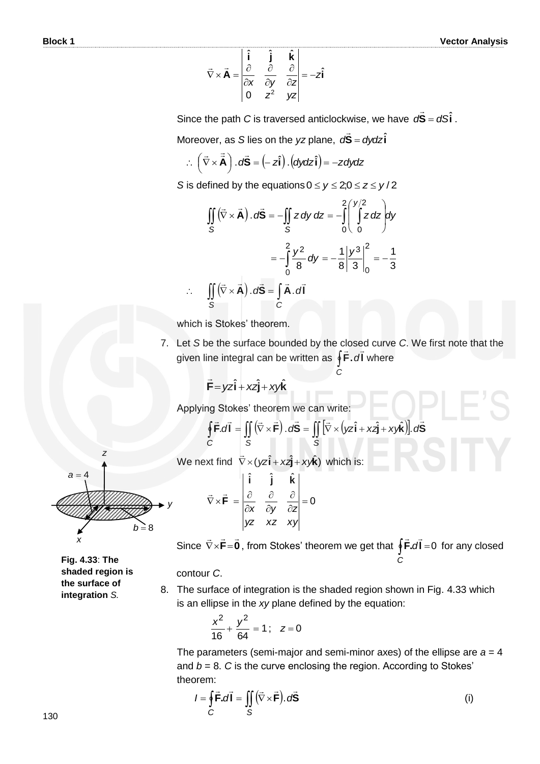$$\vec{\nabla} \times \vec{\mathbf{A}} = \begin{vmatrix} \hat{\mathbf{i}} & \hat{\mathbf{j}} & \hat{\mathbf{k}} \\ \frac{\partial}{\partial x} & \frac{\partial}{\partial y} & \frac{\partial}{\partial z} \\ 0 & z^2 & yz \end{vmatrix} = -z\hat{\mathbf{i}}$$

Since the path *C* is traversed anticlockwise, we have $d\vec{\mathbf{S}} = dS\,\hat{\mathbf{i}}$.

Moreover, as *S* lies on the *yz* plane, $d\vec{\mathbf{S}} = dydz\,\hat{\mathbf{i}}$

$$\therefore \left(\vec{\nabla} \times \vec{\mathbf{A}}\right).d\vec{\mathbf{S}} = \left(-z\hat{\mathbf{i}}\right).\left(dydz\,\hat{\mathbf{i}}\right) = -z\,dydz$$

*S* is defined by the equations $0 \le y \le 2; 0 \le z \le y/2$

$$\iint_S \left(\vec{\nabla} \times \vec{\mathbf{A}}\right).d\vec{\mathbf{S}} = -\iint_S z\,dy\,dz = -\int_0^2 \left(\int_0^{y/2} z\,dz\right) dy$$

$$= -\int_0^2 \frac{y^2}{8}\,dy = -\frac{1}{8}\left|\frac{y^3}{3}\right|_0^2 = -\frac{1}{3}$$

$$\therefore \quad \iint_S \left(\vec{\nabla} \times \vec{\mathbf{A}}\right).d\vec{\mathbf{S}} = \int_C \vec{\mathbf{A}}.d\vec{\mathbf{l}}$$

which is Stokes' theorem.

7. Let *S* be the surface bounded by the closed curve *C*. We first note that the given line integral can be written as $\oint_C \vec{\mathbf{F}}.d\vec{\mathbf{l}}$ where

$$\vec{\mathbf{F}} = yz\hat{\mathbf{i}} + xz\hat{\mathbf{j}} + xy\hat{\mathbf{k}}$$

Applying Stokes' theorem we can write:

$$\oint_C \vec{\mathbf{F}}.d\vec{\mathbf{l}} = \iint_S \left(\vec{\nabla} \times \vec{\mathbf{F}}\right).d\vec{\mathbf{S}} = \iint_S \left[\vec{\nabla} \times \left(yz\hat{\mathbf{i}} + xz\hat{\mathbf{j}} + xy\hat{\mathbf{k}}\right)\right].d\vec{\mathbf{S}}$$

We next find $\vec{\nabla} \times (yz\hat{\mathbf{i}} + xz\hat{\mathbf{j}} + xy\hat{\mathbf{k}})$ which is:

$$\vec{\nabla} \times \vec{\mathbf{F}} = \begin{vmatrix} \hat{\mathbf{i}} & \hat{\mathbf{j}} & \hat{\mathbf{k}} \\ \frac{\partial}{\partial x} & \frac{\partial}{\partial y} & \frac{\partial}{\partial z} \\ yz & xz & xy \end{vmatrix} = 0$$

Since $\vec{\nabla} \times \vec{\mathbf{F}} = \vec{\mathbf{0}}$, from Stokes' theorem we get that $\oint_C \vec{\mathbf{F}}.d\vec{\mathbf{l}} = 0$ for any closed contour *C*.

**Fig. 4.33**: **The shaded region is the surface of integration** ***S.***

8. The surface of integration is the shaded region shown in Fig. 4.33 which is an ellipse in the *xy* plane defined by the equation:

$$\frac{x^2}{16} + \frac{y^2}{64} = 1; \quad z = 0$$

The parameters (semi-major and semi-minor axes) of the ellipse are *a* = 4 and *b* = 8. *C* is the curve enclosing the region. According to Stokes' theorem:

$$I = \oint_C \vec{\mathbf{F}}.d\vec{\mathbf{l}} = \iint_S \left(\vec{\nabla} \times \vec{\mathbf{F}}\right).d\vec{\mathbf{S}} \qquad \text{(i)}$$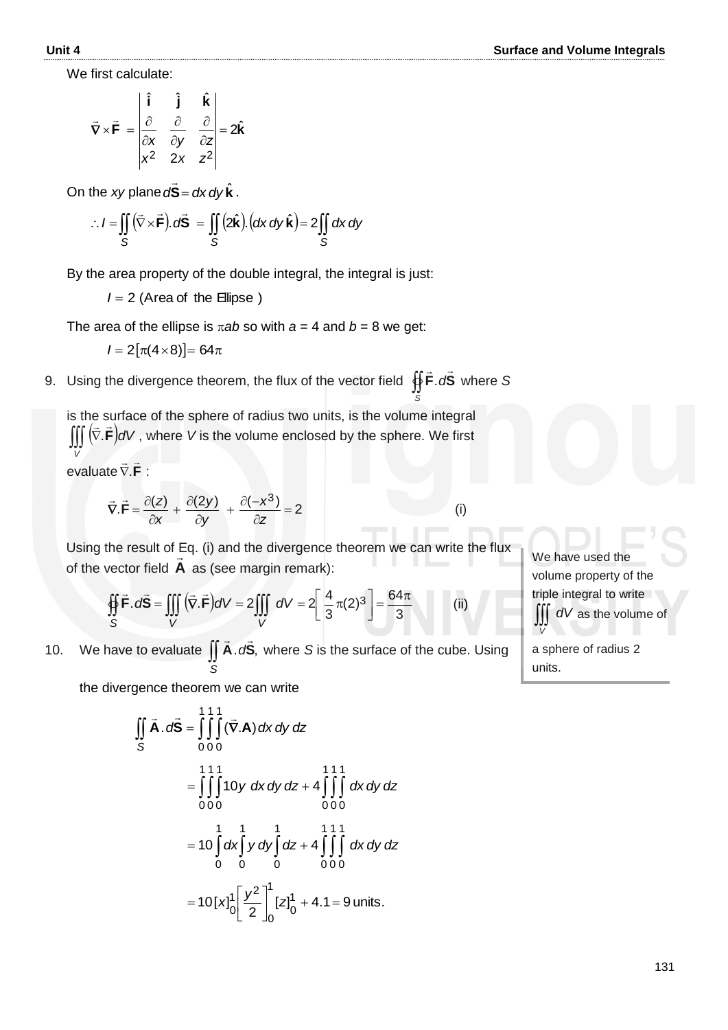We first calculate:

$$\vec{\nabla}\times\vec{\mathbf{F}} = \begin{vmatrix} \hat{\mathbf{i}} & \hat{\mathbf{j}} & \hat{\mathbf{k}} \\ \dfrac{\partial}{\partial x} & \dfrac{\partial}{\partial y} & \dfrac{\partial}{\partial z} \\ x^2 & 2x & z^2 \end{vmatrix} = 2\hat{\mathbf{k}}$$

On the *xy* plane $d\vec{\mathbf{S}} = dx\,dy\,\hat{\mathbf{k}}$.

$$\therefore I = \iint_S \left(\vec{\nabla}\times\vec{\mathbf{F}}\right).d\vec{\mathbf{S}} = \iint_S \left(2\hat{\mathbf{k}}\right).\left(dx\,dy\,\hat{\mathbf{k}}\right) = 2\iint_S dx\,dy$$

By the area property of the double integral, the integral is just:

$$I = 2\text{ (Area of the Ellipse )}$$

The area of the ellipse is $\pi ab$ so with $a = 4$ and $b = 8$ we get:

$$I = 2\left[\pi(4\times 8)\right] = 64\pi$$

9. Using the divergence theorem, the flux of the vector field $\oiint_S \vec{\mathbf{F}}.d\vec{\mathbf{S}}$ where *S* is the surface of the sphere of radius two units, is the volume integral $\iiint_V \left(\vec{\nabla}.\vec{\mathbf{F}}\right)dV$, where *V* is the volume enclosed by the sphere. We first evaluate $\vec{\nabla}.\vec{\mathbf{F}}$ :

$$\vec{\nabla}.\vec{\mathbf{F}} = \frac{\partial(z)}{\partial x} + \frac{\partial(2y)}{\partial y} + \frac{\partial(-x^3)}{\partial z} = 2 \qquad \text{(i)}$$

Using the result of Eq. (i) and the divergence theorem we can write the flux of the vector field $\vec{\mathbf{A}}$ as (see margin remark):

$$\oiint_S \vec{\mathbf{F}}.d\vec{\mathbf{S}} = \iiint_V \left(\vec{\nabla}.\vec{\mathbf{F}}\right)dV = 2\iiint_V dV = 2\left[\frac{4}{3}\pi(2)^3\right] = \frac{64\pi}{3} \qquad \text{(ii)}$$

> We have used the volume property of the triple integral to write $\iiint_V dV$ as the volume of a sphere of radius 2 units.

10. We have to evaluate $\iint_S \vec{\mathbf{A}}.d\vec{\mathbf{S}},$ where *S* is the surface of the cube. Using the divergence theorem we can write

$$\iint_S \vec{\mathbf{A}}.d\vec{\mathbf{S}} = \int_0^1\int_0^1\int_0^1 (\vec{\nabla}.\mathbf{A})\,dx\,dy\,dz$$

$$= \int_0^1\int_0^1\int_0^1 10y\;dx\,dy\,dz + 4\int_0^1\int_0^1\int_0^1 dx\,dy\,dz$$

$$= 10\int_0^1 dx\int_0^1 y\,dy\int_0^1 dz + 4\int_0^1\int_0^1\int_0^1 dx\,dy\,dz$$

$$= 10\,[x]_0^1\left[\frac{y^2}{2}\right]_0^1[z]_0^1 + 4.1 = 9\text{ units.}$$